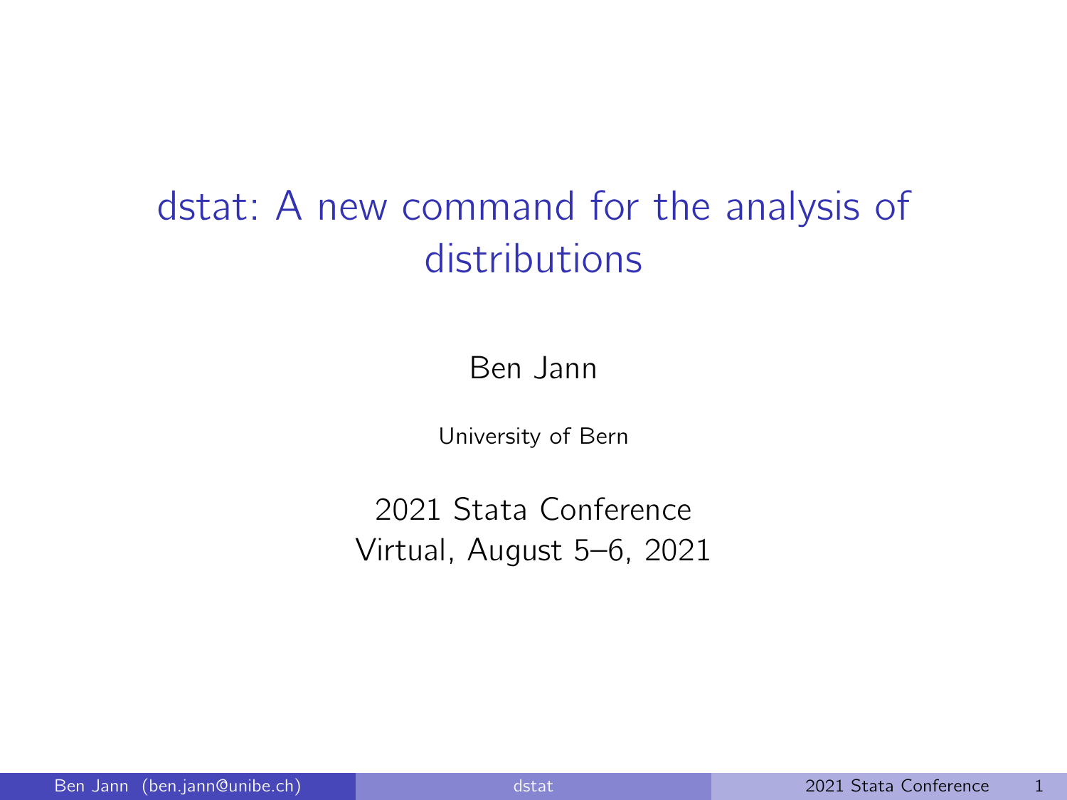# dstat: A new command for the analysis of distributions

Ben Jann

University of Bern

2021 Stata Conference
Virtual, August 5–6, 2021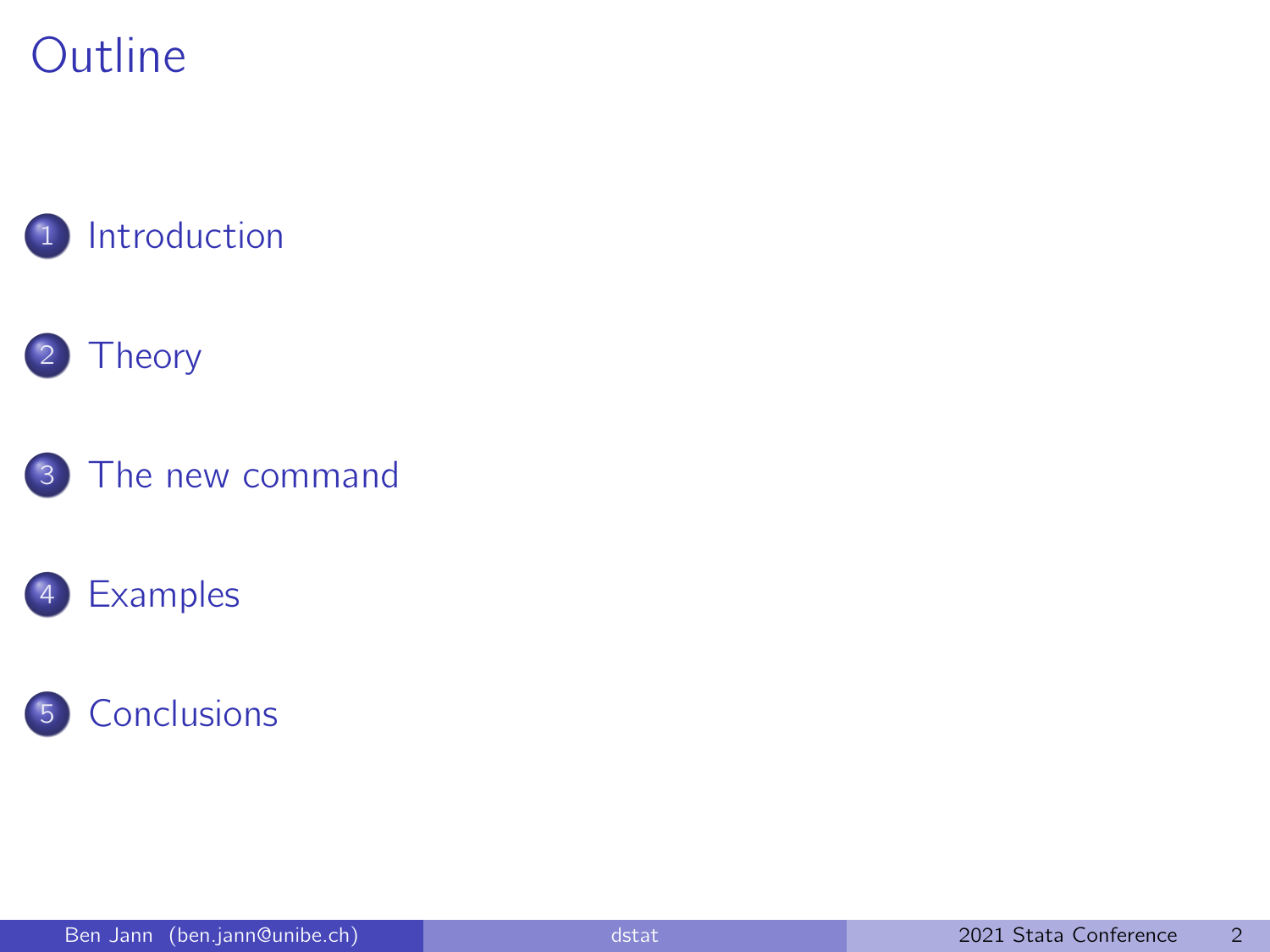# Outline

1. Introduction
2. Theory
3. The new command
4. Examples
5. Conclusions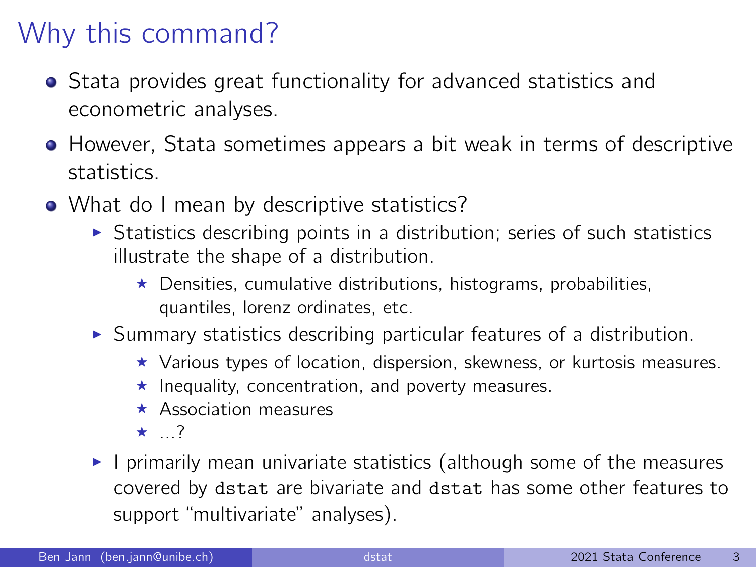# Why this command?

- Stata provides great functionality for advanced statistics and econometric analyses.
- However, Stata sometimes appears a bit weak in terms of descriptive statistics.
- What do I mean by descriptive statistics?
  - Statistics describing points in a distribution; series of such statistics illustrate the shape of a distribution.
    - Densities, cumulative distributions, histograms, probabilities, quantiles, lorenz ordinates, etc.
  - Summary statistics describing particular features of a distribution.
    - Various types of location, dispersion, skewness, or kurtosis measures.
    - Inequality, concentration, and poverty measures.
    - Association measures
    - ...?
  - I primarily mean univariate statistics (although some of the measures covered by `dstat` are bivariate and `dstat` has some other features to support "multivariate" analyses).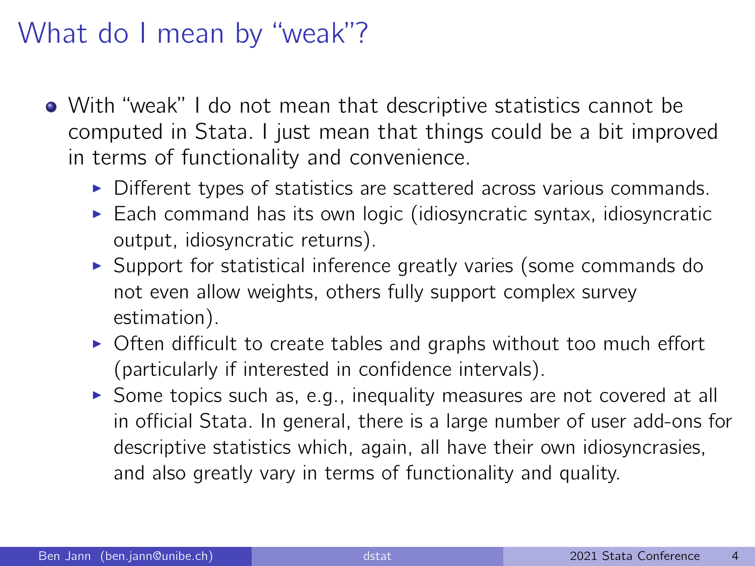# What do I mean by “weak”?

- With “weak” I do not mean that descriptive statistics cannot be computed in Stata. I just mean that things could be a bit improved in terms of functionality and convenience.
  - Different types of statistics are scattered across various commands.
  - Each command has its own logic (idiosyncratic syntax, idiosyncratic output, idiosyncratic returns).
  - Support for statistical inference greatly varies (some commands do not even allow weights, others fully support complex survey estimation).
  - Often difficult to create tables and graphs without too much effort (particularly if interested in confidence intervals).
  - Some topics such as, e.g., inequality measures are not covered at all in official Stata. In general, there is a large number of user add-ons for descriptive statistics which, again, all have their own idiosyncrasies, and also greatly vary in terms of functionality and quality.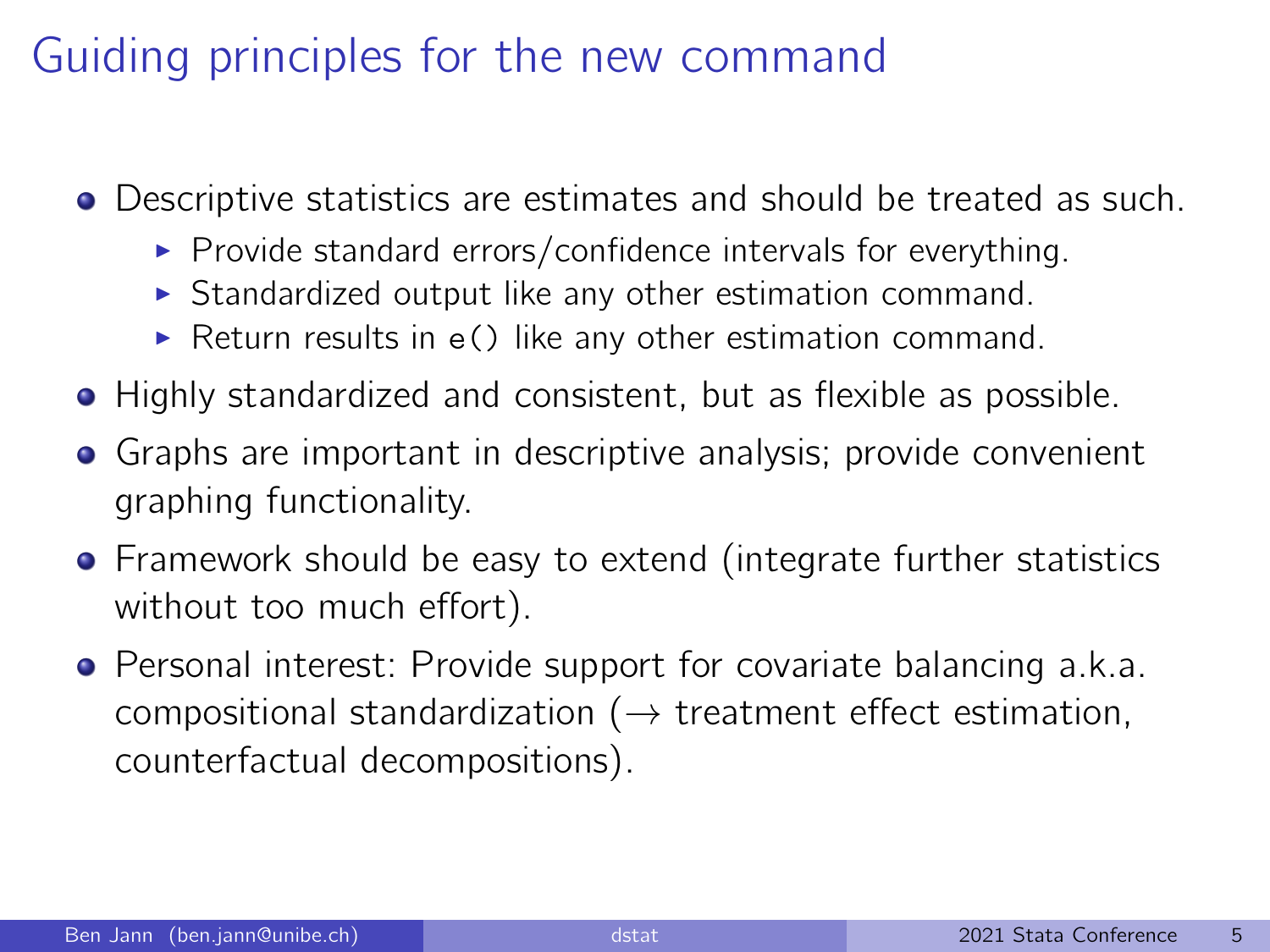# Guiding principles for the new command

- Descriptive statistics are estimates and should be treated as such.
  - Provide standard errors/confidence intervals for everything.
  - Standardized output like any other estimation command.
  - Return results in `e()` like any other estimation command.
- Highly standardized and consistent, but as flexible as possible.
- Graphs are important in descriptive analysis; provide convenient graphing functionality.
- Framework should be easy to extend (integrate further statistics without too much effort).
- Personal interest: Provide support for covariate balancing a.k.a. compositional standardization ($\rightarrow$ treatment effect estimation, counterfactual decompositions).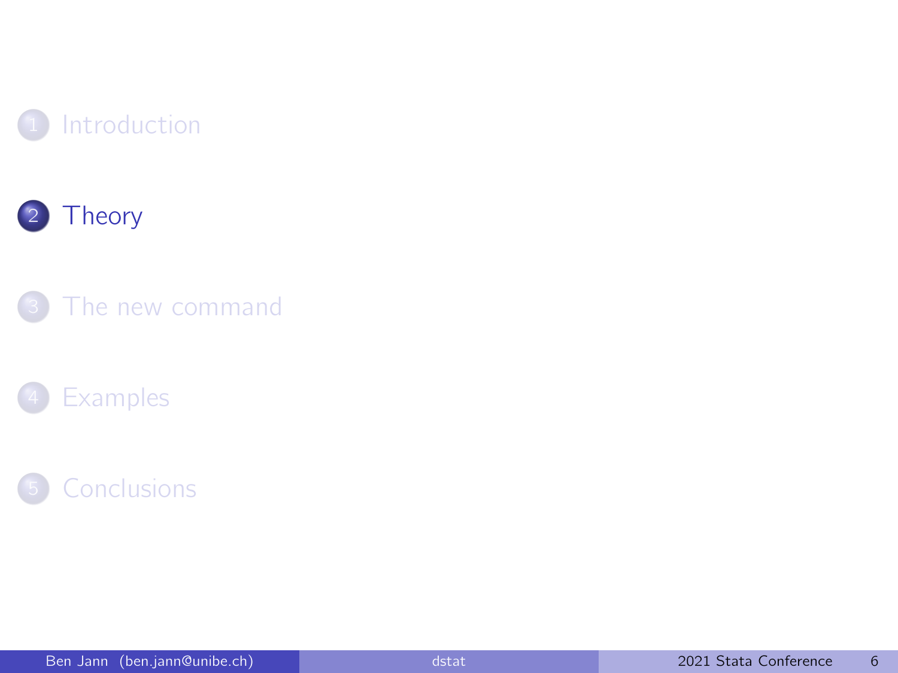1. Introduction

2. Theory

3. The new command

4. Examples

5. Conclusions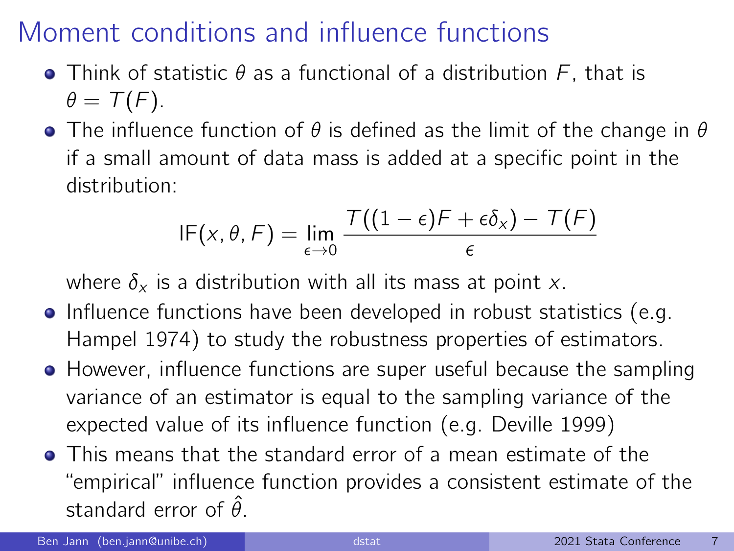# Moment conditions and influence functions

- Think of statistic $\theta$ as a functional of a distribution $F$, that is $\theta = T(F)$.
- The influence function of $\theta$ is defined as the limit of the change in $\theta$ if a small amount of data mass is added at a specific point in the distribution:

$$\text{IF}(x, \theta, F) = \lim_{\epsilon \to 0} \frac{T((1-\epsilon)F + \epsilon\delta_x) - T(F)}{\epsilon}$$

  where $\delta_x$ is a distribution with all its mass at point $x$.
- Influence functions have been developed in robust statistics (e.g. Hampel 1974) to study the robustness properties of estimators.
- However, influence functions are super useful because the sampling variance of an estimator is equal to the sampling variance of the expected value of its influence function (e.g. Deville 1999)
- This means that the standard error of a mean estimate of the "empirical" influence function provides a consistent estimate of the standard error of $\hat{\theta}$.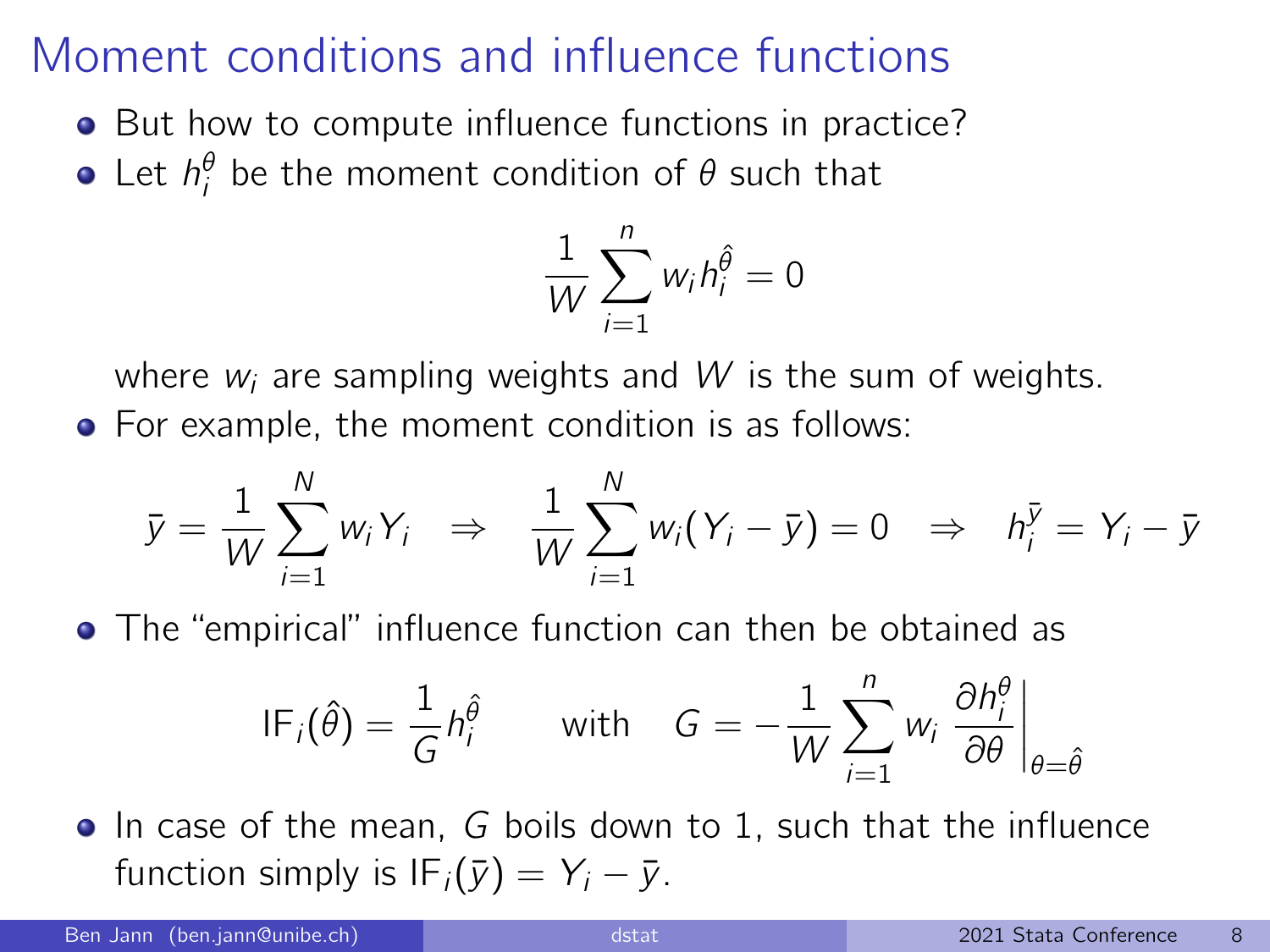# Moment conditions and influence functions

- But how to compute influence functions in practice?
- Let $h_i^\theta$ be the moment condition of $\theta$ such that

$$\frac{1}{W}\sum_{i=1}^{n} w_i h_i^{\hat{\theta}} = 0$$

  where $w_i$ are sampling weights and $W$ is the sum of weights.
- For example, the moment condition is as follows:

$$\bar{y} = \frac{1}{W}\sum_{i=1}^{N} w_i Y_i \quad \Rightarrow \quad \frac{1}{W}\sum_{i=1}^{N} w_i (Y_i - \bar{y}) = 0 \quad \Rightarrow \quad h_i^{\bar{y}} = Y_i - \bar{y}$$

- The "empirical" influence function can then be obtained as

$$\text{IF}_i(\hat{\theta}) = \frac{1}{G} h_i^{\hat{\theta}} \qquad \text{with} \quad G = -\frac{1}{W}\sum_{i=1}^{n} w_i \left. \frac{\partial h_i^\theta}{\partial \theta} \right|_{\theta=\hat{\theta}}$$

- In case of the mean, $G$ boils down to 1, such that the influence function simply is $\text{IF}_i(\bar{y}) = Y_i - \bar{y}$.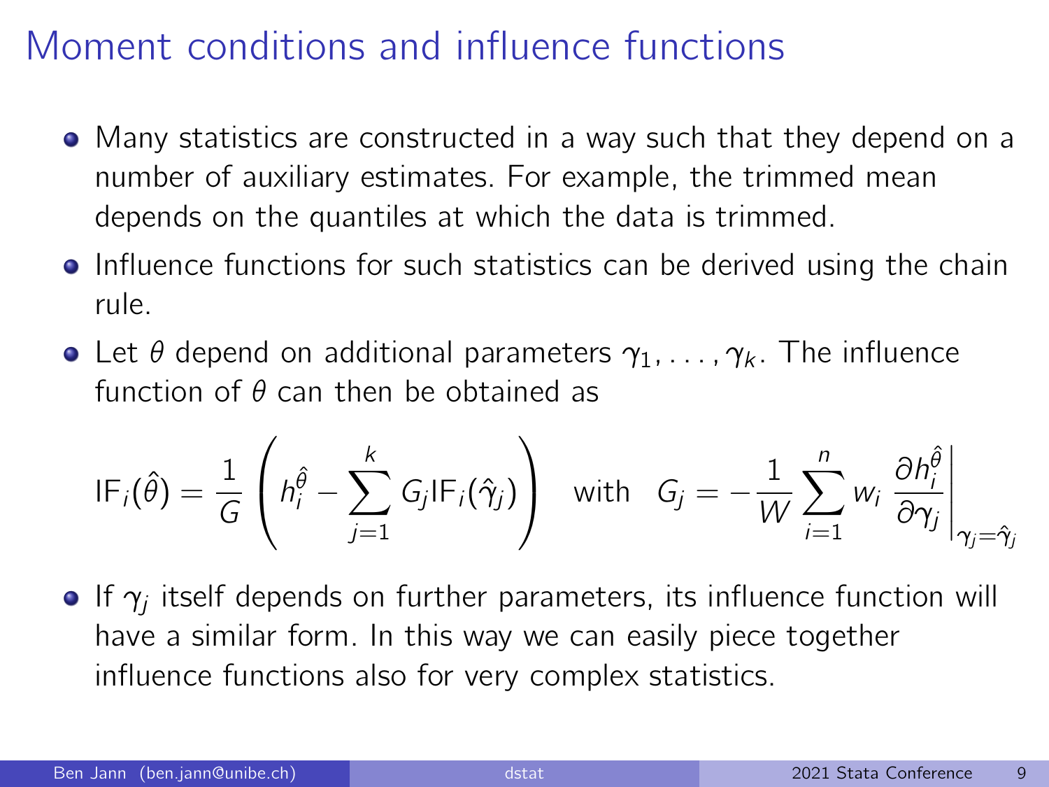# Moment conditions and influence functions

- Many statistics are constructed in a way such that they depend on a number of auxiliary estimates. For example, the trimmed mean depends on the quantiles at which the data is trimmed.
- Influence functions for such statistics can be derived using the chain rule.
- Let $\theta$ depend on additional parameters $\gamma_1, \dots, \gamma_k$. The influence function of $\theta$ can then be obtained as

$$\text{IF}_i(\hat{\theta}) = \frac{1}{G}\left(h_i^{\hat{\theta}} - \sum_{j=1}^{k} G_j \text{IF}_i(\hat{\gamma}_j)\right) \quad \text{with} \quad G_j = -\frac{1}{W}\sum_{i=1}^{n} w_i \left.\frac{\partial h_i^{\hat{\theta}}}{\partial \gamma_j}\right|_{\gamma_j = \hat{\gamma}_j}$$

- If $\gamma_j$ itself depends on further parameters, its influence function will have a similar form. In this way we can easily piece together influence functions also for very complex statistics.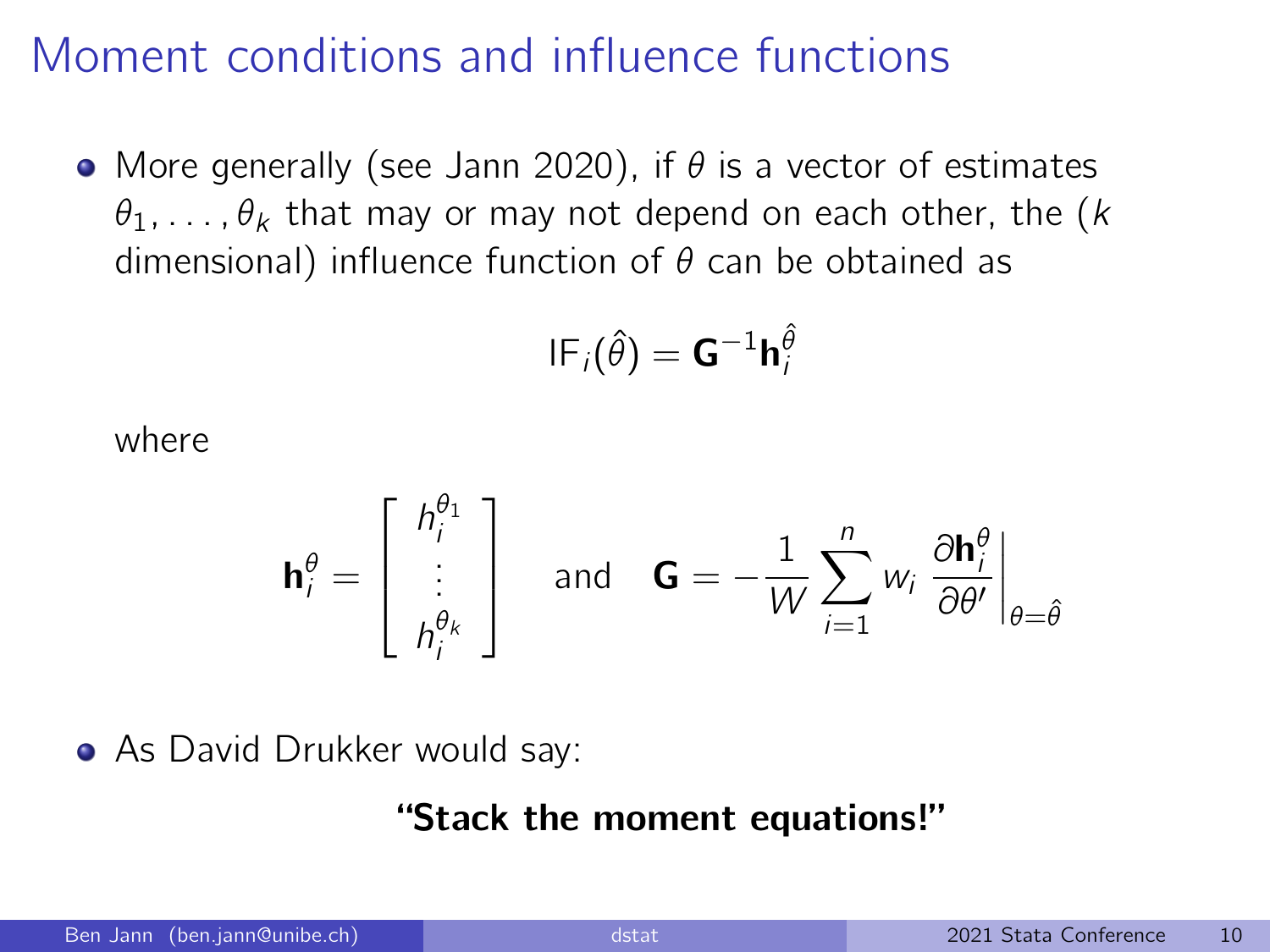# Moment conditions and influence functions

- More generally (see Jann 2020), if $\theta$ is a vector of estimates $\theta_1, \ldots, \theta_k$ that may or may not depend on each other, the ($k$ dimensional) influence function of $\theta$ can be obtained as

$$\text{IF}_i(\hat{\theta}) = \mathbf{G}^{-1}\mathbf{h}_i^{\hat{\theta}}$$

where

$$\mathbf{h}_i^{\theta} = \left[\begin{array}{c} h_i^{\theta_1} \\ \vdots \\ h_i^{\theta_k} \end{array}\right] \quad \text{and} \quad \mathbf{G} = -\frac{1}{W}\sum_{i=1}^{n} w_i \left.\frac{\partial \mathbf{h}_i^{\theta}}{\partial \theta'}\right|_{\theta=\hat{\theta}}$$

- As David Drukker would say:

**"Stack the moment equations!"**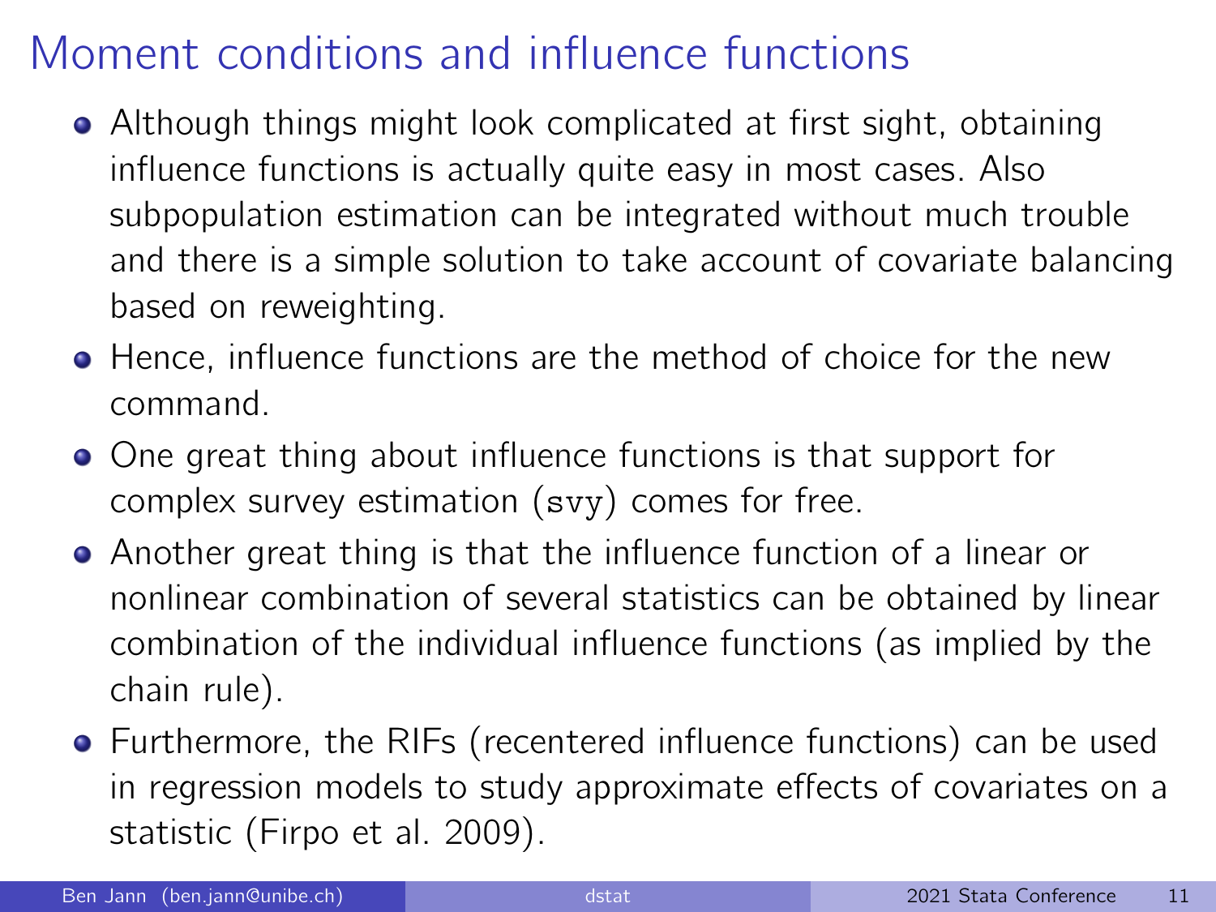# Moment conditions and influence functions

- Although things might look complicated at first sight, obtaining influence functions is actually quite easy in most cases. Also subpopulation estimation can be integrated without much trouble and there is a simple solution to take account of covariate balancing based on reweighting.
- Hence, influence functions are the method of choice for the new command.
- One great thing about influence functions is that support for complex survey estimation (`svy`) comes for free.
- Another great thing is that the influence function of a linear or nonlinear combination of several statistics can be obtained by linear combination of the individual influence functions (as implied by the chain rule).
- Furthermore, the RIFs (recentered influence functions) can be used in regression models to study approximate effects of covariates on a statistic (Firpo et al. 2009).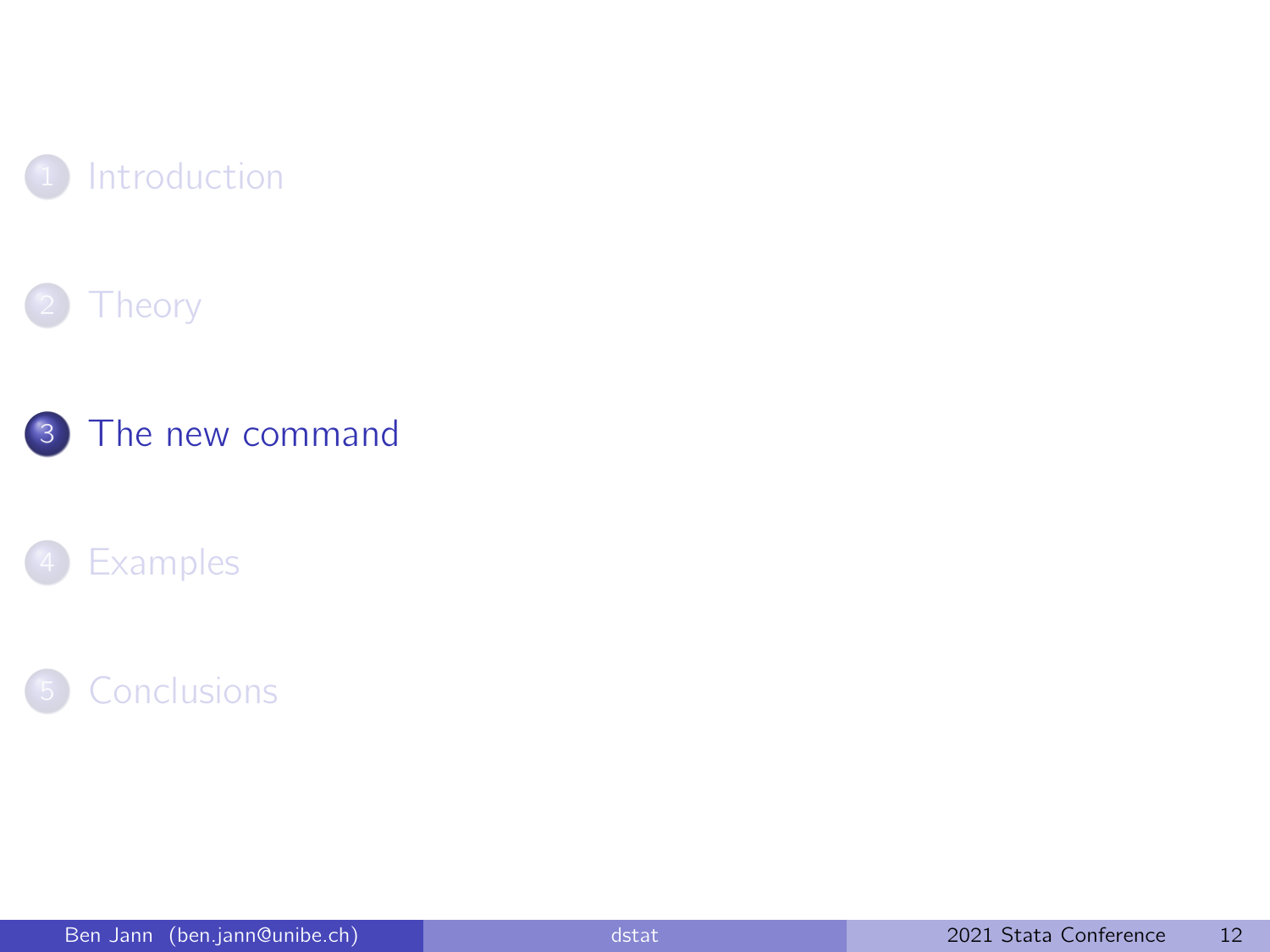1. Introduction
2. Theory
3. **The new command**
4. Examples
5. Conclusions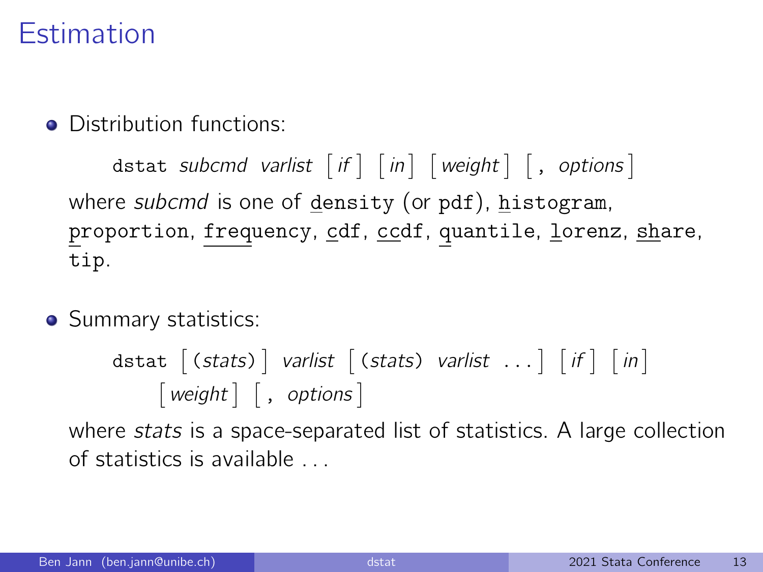# Estimation

- Distribution functions:

  `dstat` *subcmd varlist* [ *if* ] [ *in* ] [ *weight* ] [ , *options* ]

  where *subcmd* is one of `density` (or `pdf`), `histogram`, `proportion`, `frequency`, `cdf`, `ccdf`, `quantile`, `lorenz`, `share`, `tip`.

- Summary statistics:

  `dstat` [ (*stats*) ] *varlist* [ (*stats*) *varlist* ... ] [ *if* ] [ *in* ] [ *weight* ] [ , *options* ]

  where *stats* is a space-separated list of statistics. A large collection of statistics is available ...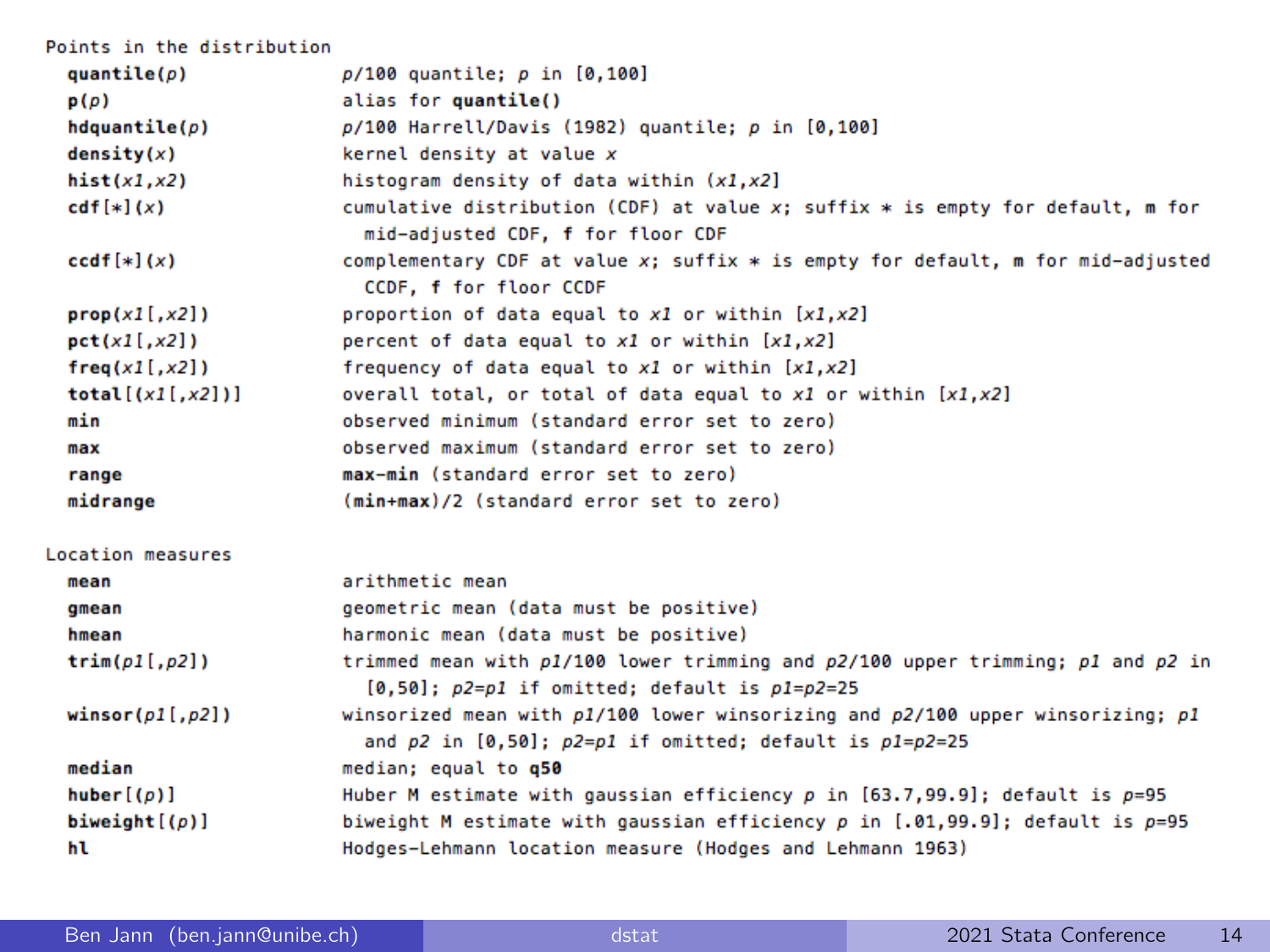Points in the distribution

| | |
|---|---|
| **quantile(***p***)** | *p*/100 quantile; *p* in [0,100] |
| **p(***p***)** | alias for **quantile()** |
| **hdquantile(***p***)** | *p*/100 Harrell/Davis (1982) quantile; *p* in [0,100] |
| **density(***x***)** | kernel density at value *x* |
| **hist(***x1***,***x2***)** | histogram density of data within (*x1*,*x2*] |
| **cdf**[*]**(***x***)** | cumulative distribution (CDF) at value *x*; suffix * is empty for default, **m** for mid-adjusted CDF, **f** for floor CDF |
| **ccdf**[*]**(***x***)** | complementary CDF at value *x*; suffix * is empty for default, **m** for mid-adjusted CCDF, **f** for floor CCDF |
| **prop(***x1*[**,***x2*]**)** | proportion of data equal to *x1* or within [*x1*,*x2*] |
| **pct(***x1*[**,***x2*]**)** | percent of data equal to *x1* or within [*x1*,*x2*] |
| **freq(***x1*[**,***x2*]**)** | frequency of data equal to *x1* or within [*x1*,*x2*] |
| **total**[**(***x1*[**,***x2*]**)**] | overall total, or total of data equal to *x1* or within [*x1*,*x2*] |
| **min** | observed minimum (standard error set to zero) |
| **max** | observed maximum (standard error set to zero) |
| **range** | **max-min** (standard error set to zero) |
| **midrange** | (**min+max**)/2 (standard error set to zero) |

Location measures

| | |
|---|---|
| **mean** | arithmetic mean |
| **gmean** | geometric mean (data must be positive) |
| **hmean** | harmonic mean (data must be positive) |
| **trim(***p1*[**,***p2*]**)** | trimmed mean with *p1*/100 lower trimming and *p2*/100 upper trimming; *p1* and *p2* in [0,50]; *p2*=*p1* if omitted; default is *p1*=*p2*=25 |
| **winsor(***p1*[**,***p2*]**)** | winsorized mean with *p1*/100 lower winsorizing and *p2*/100 upper winsorizing; *p1* and *p2* in [0,50]; *p2*=*p1* if omitted; default is *p1*=*p2*=25 |
| **median** | median; equal to **q50** |
| **huber**[**(***p***)**] | Huber M estimate with gaussian efficiency *p* in [63.7,99.9]; default is *p*=95 |
| **biweight**[**(***p***)**] | biweight M estimate with gaussian efficiency *p* in [.01,99.9]; default is *p*=95 |
| **hl** | Hodges-Lehmann location measure (Hodges and Lehmann 1963) |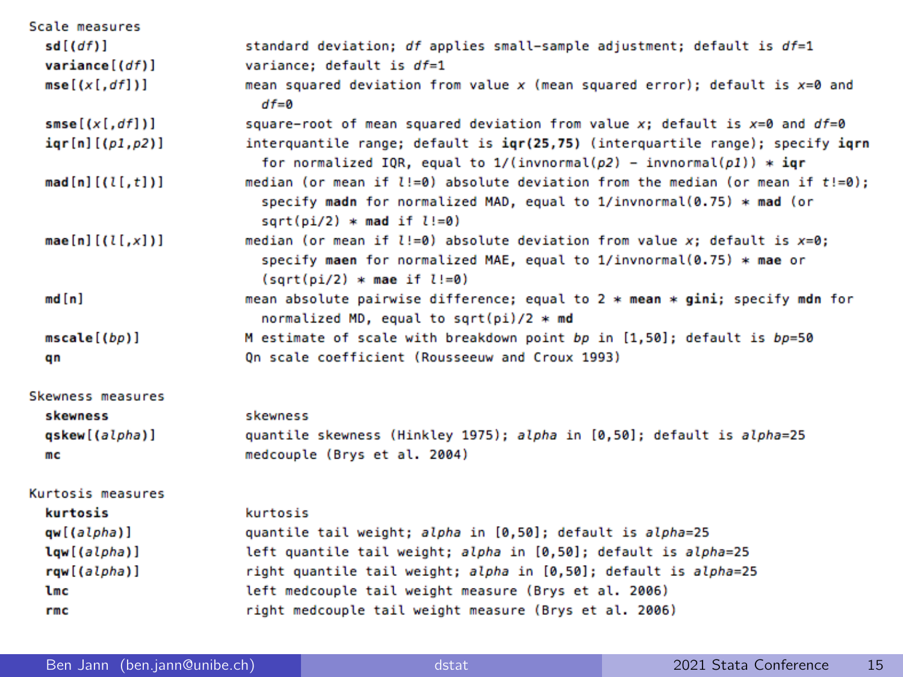Scale measures

| | |
|---|---|
| **sd**[(*df*)] | standard deviation; *df* applies small-sample adjustment; default is *df*=1 |
| **variance**[(*df*)] | variance; default is *df*=1 |
| **mse**[(*x*[,*df*])] | mean squared deviation from value *x* (mean squared error); default is *x*=0 and *df*=0 |
| **smse**[(*x*[,*df*])] | square-root of mean squared deviation from value *x*; default is *x*=0 and *df*=0 |
| **iqr**[n][(*p1*,*p2*)] | interquantile range; default is **iqr(25,75)** (interquartile range); specify **iqrn** for normalized IQR, equal to 1/(invnormal(*p2*) - invnormal(*p1*)) * **iqr** |
| **mad**[n][(*l*[,*t*])] | median (or mean if *l*!=0) absolute deviation from the median (or mean if *t*!=0); specify **madn** for normalized MAD, equal to 1/invnormal(0.75) * **mad** (or sqrt(pi/2) * **mad** if *l*!=0) |
| **mae**[n][(*l*[,*x*])] | median (or mean if *l*!=0) absolute deviation from value *x*; default is *x*=0; specify **maen** for normalized MAE, equal to 1/invnormal(0.75) * **mae** or (sqrt(pi/2) * **mae** if *l*!=0) |
| **md**[n] | mean absolute pairwise difference; equal to 2 * **mean** * **gini**; specify **mdn** for normalized MD, equal to sqrt(pi)/2 * **md** |
| **mscale**[(*bp*)] | M estimate of scale with breakdown point *bp* in [1,50]; default is *bp*=50 |
| **qn** | Qn scale coefficient (Rousseeuw and Croux 1993) |

Skewness measures

| | |
|---|---|
| **skewness** | skewness |
| **qskew**[(*alpha*)] | quantile skewness (Hinkley 1975); *alpha* in [0,50]; default is *alpha*=25 |
| **mc** | medcouple (Brys et al. 2004) |

Kurtosis measures

| | |
|---|---|
| **kurtosis** | kurtosis |
| **qw**[(*alpha*)] | quantile tail weight; *alpha* in [0,50]; default is *alpha*=25 |
| **lqw**[(*alpha*)] | left quantile tail weight; *alpha* in [0,50]; default is *alpha*=25 |
| **rqw**[(*alpha*)] | right quantile tail weight; *alpha* in [0,50]; default is *alpha*=25 |
| **lmc** | left medcouple tail weight measure (Brys et al. 2006) |
| **rmc** | right medcouple tail weight measure (Brys et al. 2006) |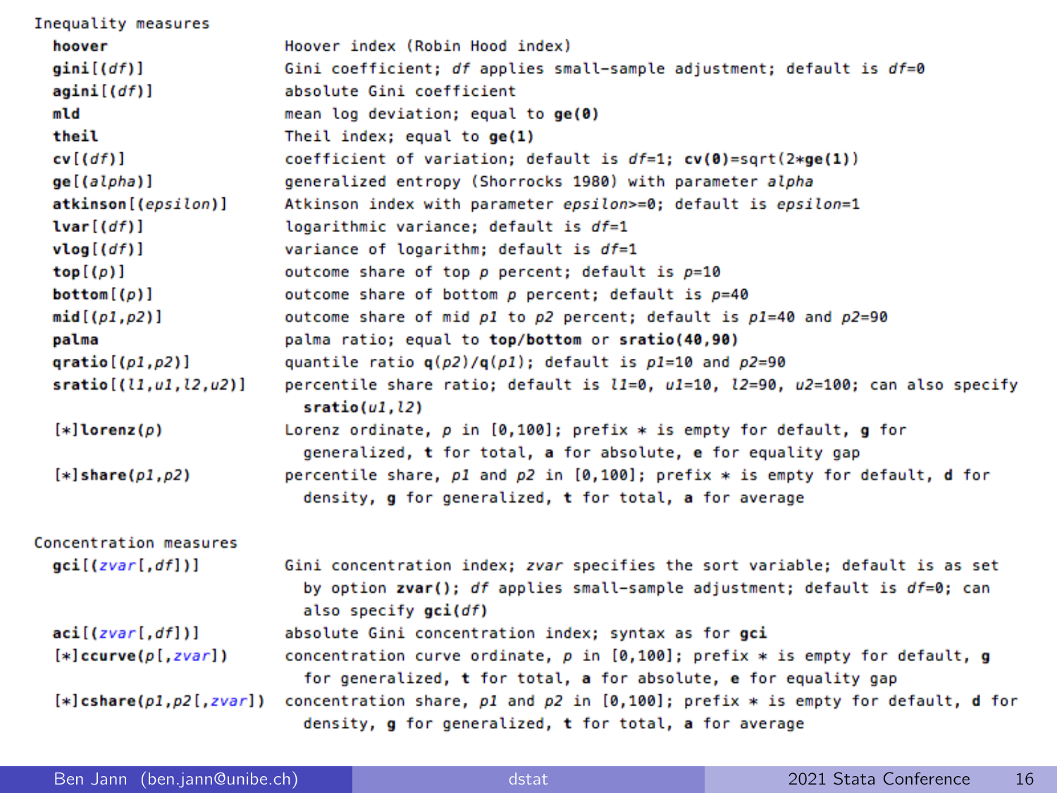Inequality measures

| | |
|---|---|
| **hoover** | Hoover index (Robin Hood index) |
| **gini**[(*df*)] | Gini coefficient; *df* applies small-sample adjustment; default is *df*=0 |
| **agini**[(*df*)] | absolute Gini coefficient |
| **mld** | mean log deviation; equal to **ge(0)** |
| **theil** | Theil index; equal to **ge(1)** |
| **cv**[(*df*)] | coefficient of variation; default is *df*=1; **cv(0)**=sqrt(2\***ge(1)**) |
| **ge**[(*alpha*)] | generalized entropy (Shorrocks 1980) with parameter *alpha* |
| **atkinson**[(*epsilon*)] | Atkinson index with parameter *epsilon*>=0; default is *epsilon*=1 |
| **lvar**[(*df*)] | logarithmic variance; default is *df*=1 |
| **vlog**[(*df*)] | variance of logarithm; default is *df*=1 |
| **top**[(*p*)] | outcome share of top *p* percent; default is *p*=10 |
| **bottom**[(*p*)] | outcome share of bottom *p* percent; default is *p*=40 |
| **mid**[(*p1*,*p2*)] | outcome share of mid *p1* to *p2* percent; default is *p1*=40 and *p2*=90 |
| **palma** | palma ratio; equal to **top/bottom** or **sratio(40,90)** |
| **qratio**[(*p1*,*p2*)] | quantile ratio **q**(*p2*)/**q**(*p1*); default is *p1*=10 and *p2*=90 |
| **sratio**[(*l1*,*u1*,*l2*,*u2*)] | percentile share ratio; default is *l1*=0, *u1*=10, *l2*=90, *u2*=100; can also specify **sratio(***u1*,*l2***)** |
| [*]**lorenz**(*p*) | Lorenz ordinate, *p* in [0,100]; prefix * is empty for default, **g** for generalized, **t** for total, **a** for absolute, **e** for equality gap |
| [*]**share**(*p1*,*p2*) | percentile share, *p1* and *p2* in [0,100]; prefix * is empty for default, **d** for density, **g** for generalized, **t** for total, **a** for average |

Concentration measures

| | |
|---|---|
| **gci**[(*zvar*[,*df*])] | Gini concentration index; *zvar* specifies the sort variable; default is as set by option **zvar()**; *df* applies small-sample adjustment; default is *df*=0; can also specify **gci(***df***)** |
| **aci**[(*zvar*[,*df*])] | absolute Gini concentration index; syntax as for **gci** |
| [*]**ccurve**(*p*[,*zvar*]) | concentration curve ordinate, *p* in [0,100]; prefix * is empty for default, **g** for generalized, **t** for total, **a** for absolute, **e** for equality gap |
| [*]**cshare**(*p1*,*p2*[,*zvar*]) | concentration share, *p1* and *p2* in [0,100]; prefix * is empty for default, **d** for density, **g** for generalized, **t** for total, **a** for average |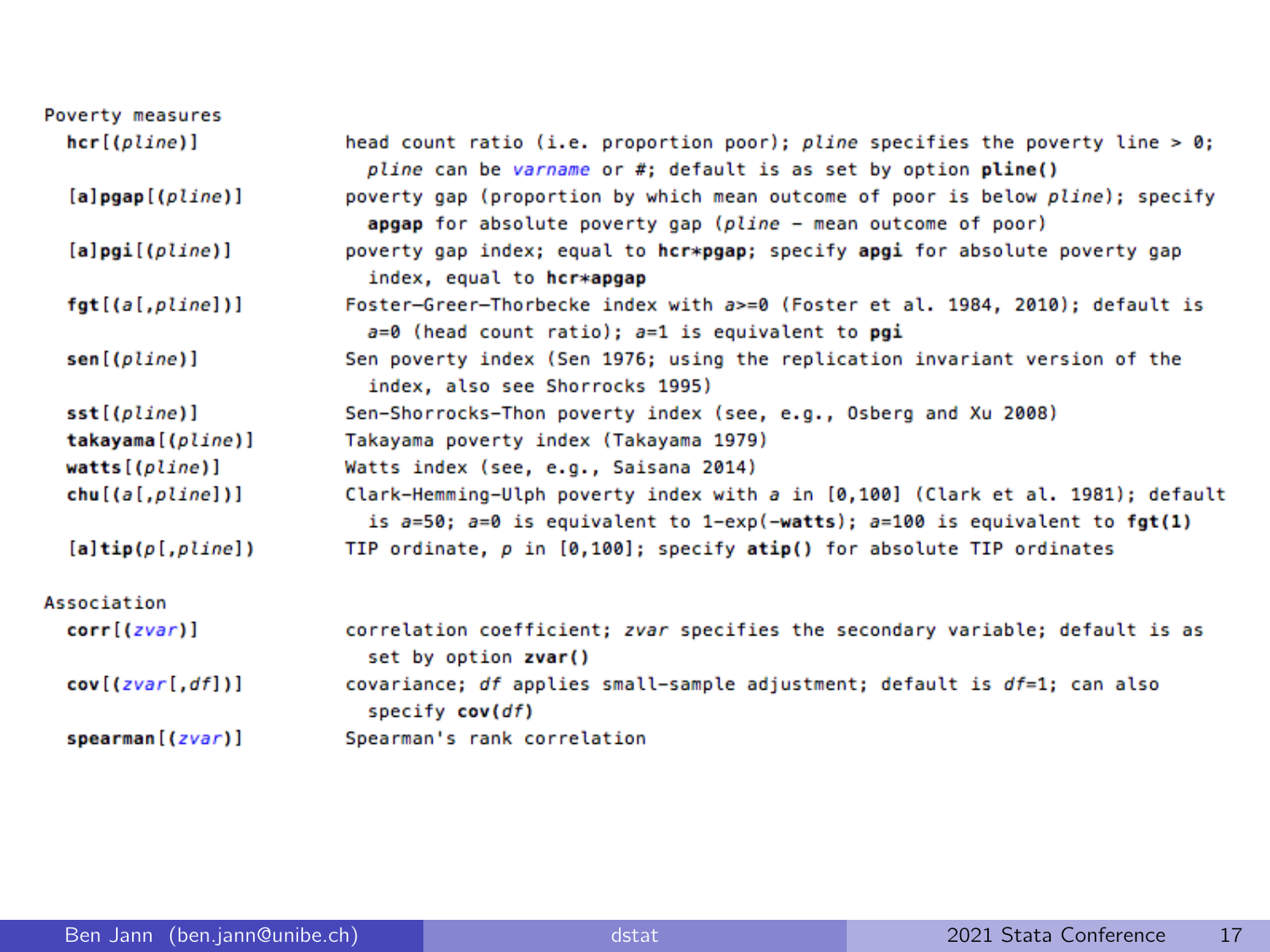Poverty measures

| | |
|---|---|
| **hcr**[(*pline*)] | head count ratio (i.e. proportion poor); *pline* specifies the poverty line > 0; *pline* can be *varname* or #; default is as set by option **pline()** |
| [a]**pgap**[(*pline*)] | poverty gap (proportion by which mean outcome of poor is below *pline*); specify **apgap** for absolute poverty gap (*pline* - mean outcome of poor) |
| [a]**pgi**[(*pline*)] | poverty gap index; equal to **hcr*pgap**; specify **apgi** for absolute poverty gap index, equal to **hcr*apgap** |
| **fgt**[(*a*[,*pline*])] | Foster-Greer-Thorbecke index with *a*>=0 (Foster et al. 1984, 2010); default is *a*=0 (head count ratio); *a*=1 is equivalent to **pgi** |
| **sen**[(*pline*)] | Sen poverty index (Sen 1976; using the replication invariant version of the index, also see Shorrocks 1995) |
| **sst**[(*pline*)] | Sen-Shorrocks-Thon poverty index (see, e.g., Osberg and Xu 2008) |
| **takayama**[(*pline*)] | Takayama poverty index (Takayama 1979) |
| **watts**[(*pline*)] | Watts index (see, e.g., Saisana 2014) |
| **chu**[(*a*[,*pline*])] | Clark-Hemming-Ulph poverty index with *a* in [0,100] (Clark et al. 1981); default is *a*=50; *a*=0 is equivalent to 1-exp(-**watts**); *a*=100 is equivalent to **fgt(1)** |
| [a]**tip**(*p*[,*pline*]) | TIP ordinate, *p* in [0,100]; specify **atip()** for absolute TIP ordinates |

Association

| | |
|---|---|
| **corr**[(*zvar*)] | correlation coefficient; *zvar* specifies the secondary variable; default is as set by option **zvar()** |
| **cov**[(*zvar*[,*df*])] | covariance; *df* applies small-sample adjustment; default is *df*=1; can also specify **cov(*df*)** |
| **spearman**[(*zvar*)] | Spearman's rank correlation |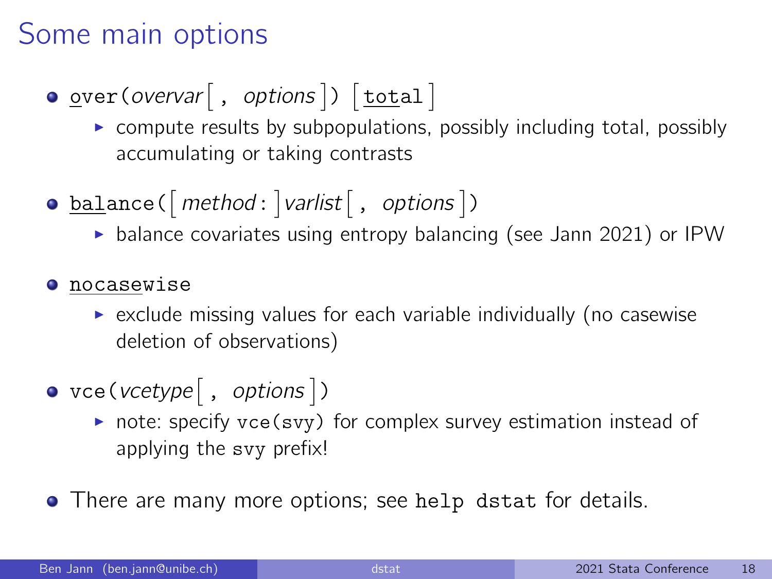# Some main options

- `over(`*overvar*[ , *options* ]`)` [ `total` ]
  - compute results by subpopulations, possibly including total, possibly accumulating or taking contrasts

- `balance(`[ *method*`:` ]*varlist*[ , *options* ]`)`
  - balance covariates using entropy balancing (see Jann 2021) or IPW

- `nocasewise`
  - exclude missing values for each variable individually (no casewise deletion of observations)

- `vce(`*vcetype*[ , *options* ]`)`
  - note: specify `vce(svy)` for complex survey estimation instead of applying the `svy` prefix!

- There are many more options; see `help dstat` for details.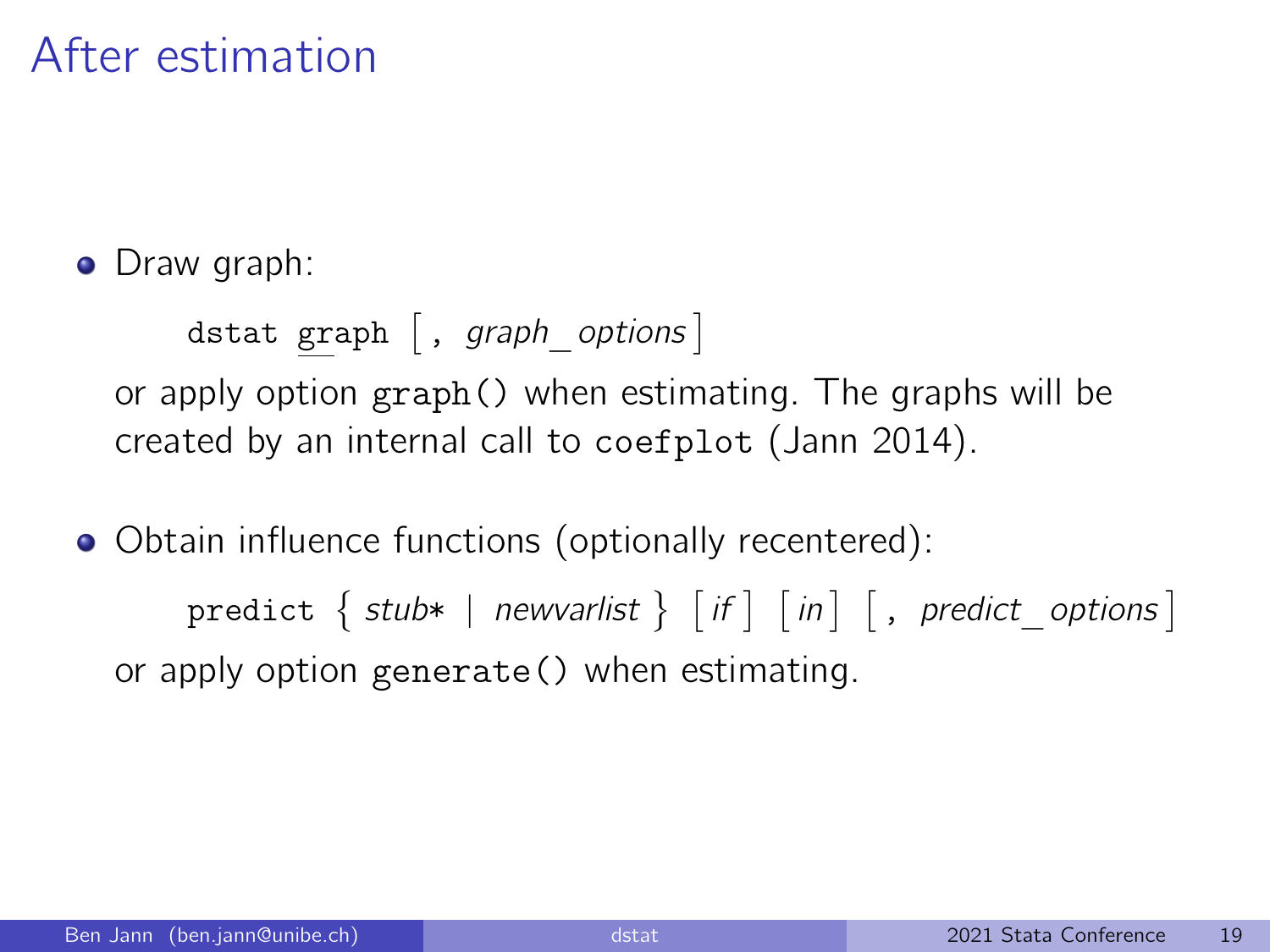# After estimation

- Draw graph:

  ```
  dstat graph [, graph_options]
  ```

  or apply option `graph()` when estimating. The graphs will be created by an internal call to `coefplot` (Jann 2014).

- Obtain influence functions (optionally recentered):

  ```
  predict { stub* | newvarlist } [if] [in] [, predict_options]
  ```

  or apply option `generate()` when estimating.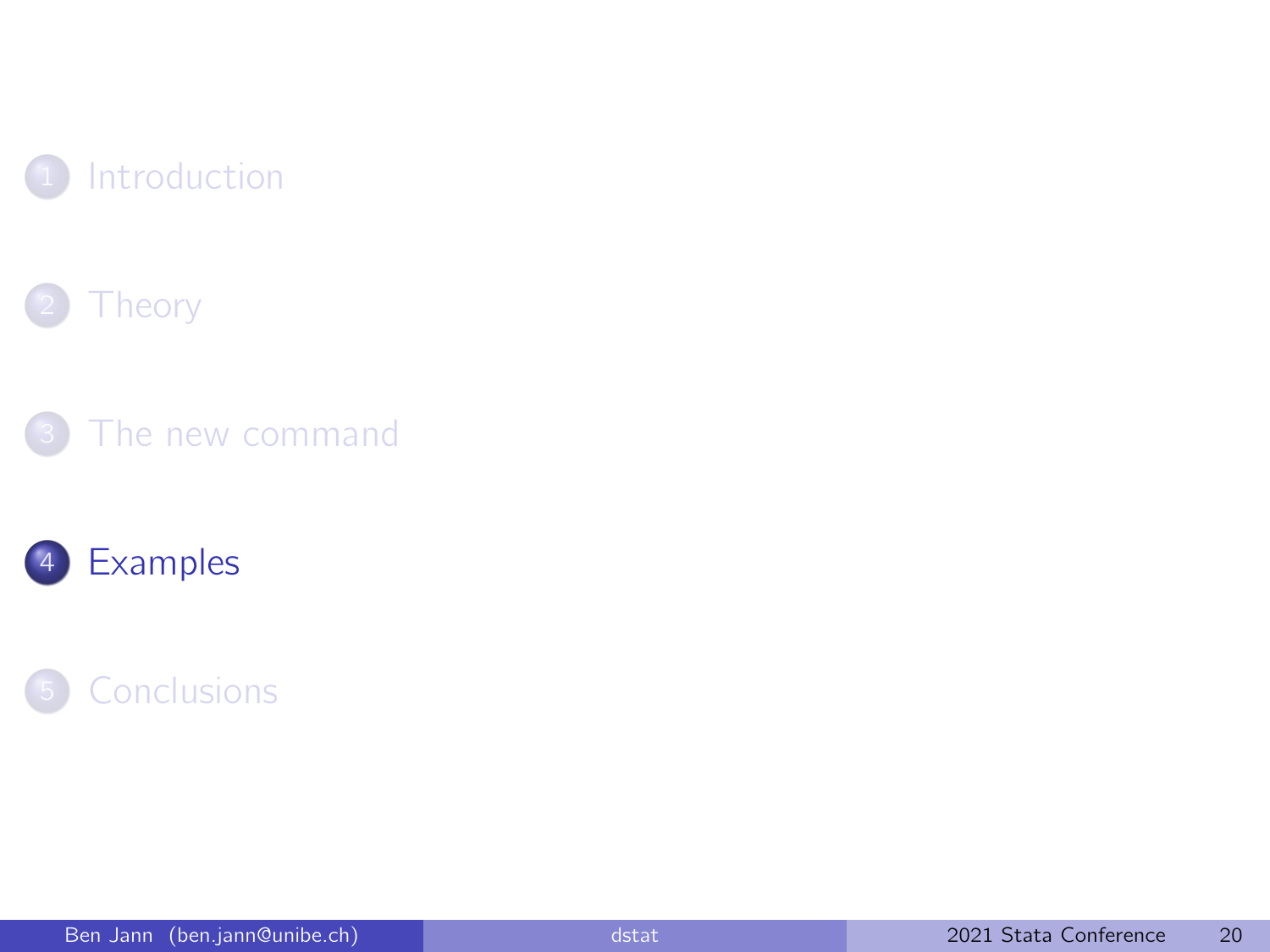1. Introduction

2. Theory

3. The new command

4. **Examples**

5. Conclusions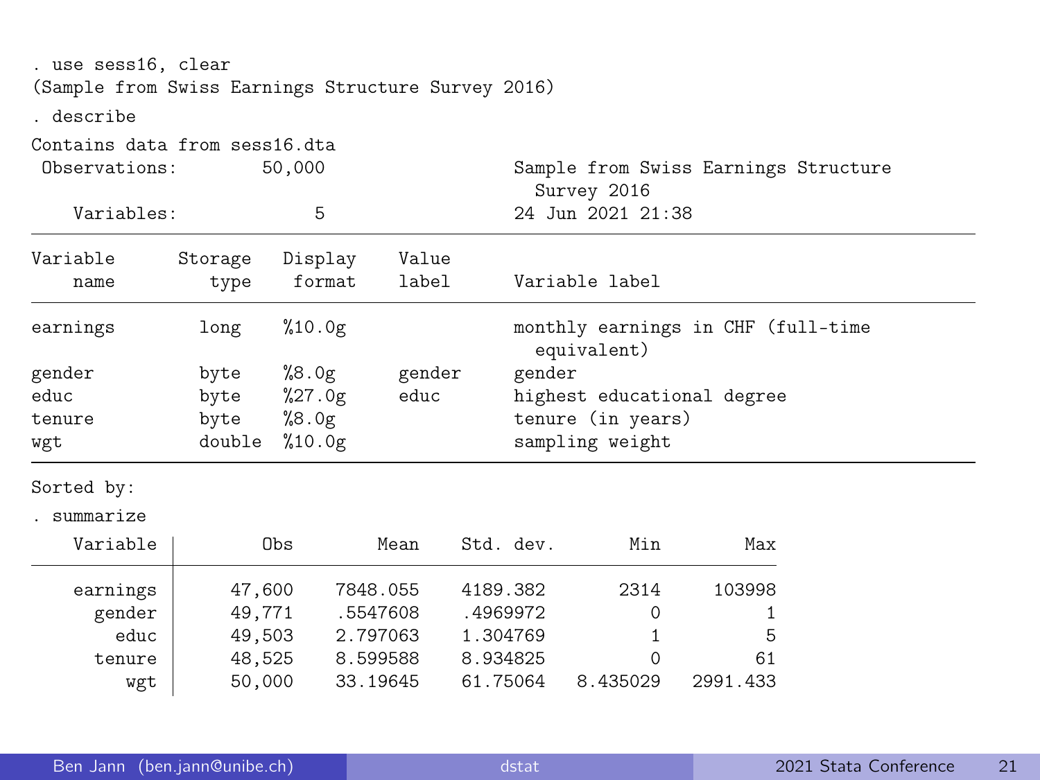```
. use sess16, clear
(Sample from Swiss Earnings Structure Survey 2016)

. describe

Contains data from sess16.dta
 Observations:        50,000                  Sample from Swiss Earnings Structure
                                                Survey 2016
    Variables:             5                  24 Jun 2021 21:38
------------------------------------------------------------------------------------------
Variable      Storage   Display    Value
    name         type    format    label      Variable label
------------------------------------------------------------------------------------------
earnings        long    %10.0g                monthly earnings in CHF (full-time
                                                equivalent)
gender          byte    %8.0g      gender     gender
educ            byte    %27.0g     educ       highest educational degree
tenure          byte    %8.0g                 tenure (in years)
wgt             double  %10.0g                sampling weight
------------------------------------------------------------------------------------------
Sorted by:

. summarize

    Variable |        Obs        Mean    Std. dev.       Min        Max
-------------+---------------------------------------------------------
    earnings |     47,600    7848.055    4189.382       2314     103998
      gender |     49,771    .5547608    .4969972          0          1
        educ |     49,503    2.797063    1.304769          1          5
      tenure |     48,525    8.599588    8.934825          0         61
         wgt |     50,000    33.19645    61.75064   8.435029   2991.433
```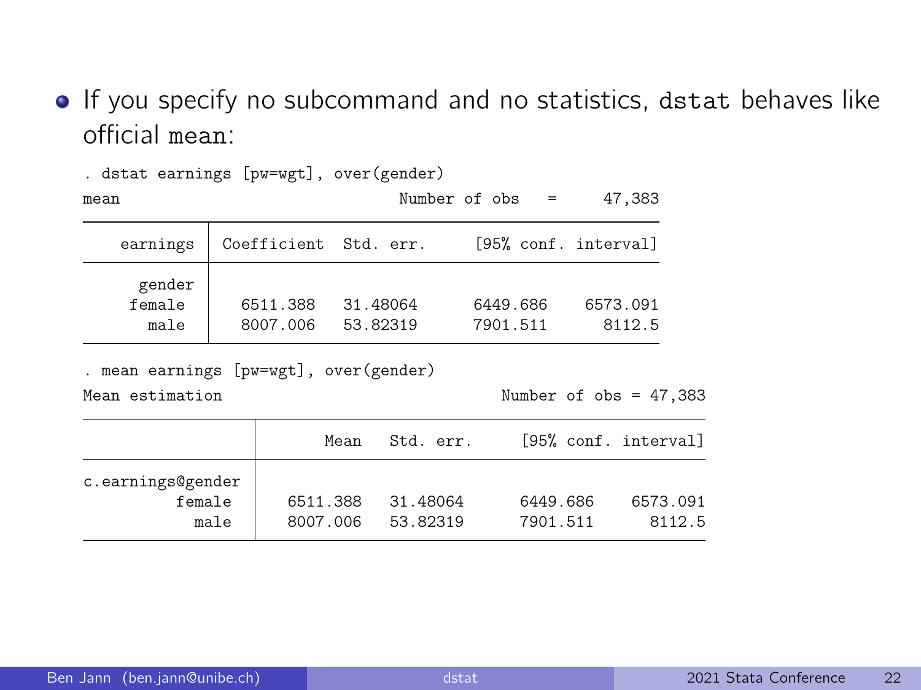- If you specify no subcommand and no statistics, `dstat` behaves like official `mean`:

```
. dstat earnings [pw=wgt], over(gender)
mean                              Number of obs    =     47,383

--------------------------------------------------------------
    earnings | Coefficient  Std. err.     [95% conf. interval]
-------------+------------------------------------------------
      gender |
     female  |   6511.388   31.48064      6449.686    6573.091
       male  |   8007.006   53.82319      7901.511      8112.5
--------------------------------------------------------------

. mean earnings [pw=wgt], over(gender)
Mean estimation                             Number of obs = 47,383

-------------------------------------------------------------------
                 |       Mean   Std. err.     [95% conf. interval]
-----------------+-------------------------------------------------
c.earnings@gender|
          female |   6511.388   31.48064      6449.686    6573.091
            male |   8007.006   53.82319      7901.511      8112.5
-------------------------------------------------------------------
```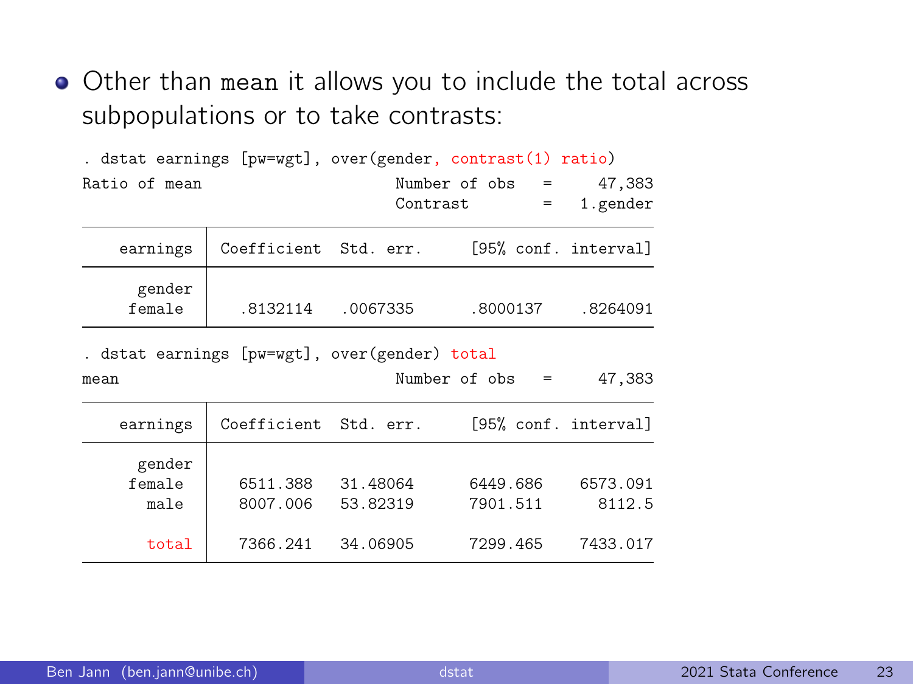- Other than `mean` it allows you to include the total across subpopulations or to take contrasts:

```
. dstat earnings [pw=wgt], over(gender, contrast(1) ratio)
Ratio of mean                    Number of obs    =     47,383
                                 Contrast         =   1.gender

--------------------------------------------------------------
    earnings | Coefficient  Std. err.     [95% conf. interval]
-------------+------------------------------------------------
      gender |
      female |   .8132114   .0067335      .8000137    .8264091
--------------------------------------------------------------

. dstat earnings [pw=wgt], over(gender) total
mean                             Number of obs    =     47,383

--------------------------------------------------------------
    earnings | Coefficient  Std. err.     [95% conf. interval]
-------------+------------------------------------------------
      gender |
      female |   6511.388   31.48064      6449.686    6573.091
        male |   8007.006   53.82319      7901.511      8112.5
             |
       total |   7366.241   34.06905      7299.465    7433.017
--------------------------------------------------------------
```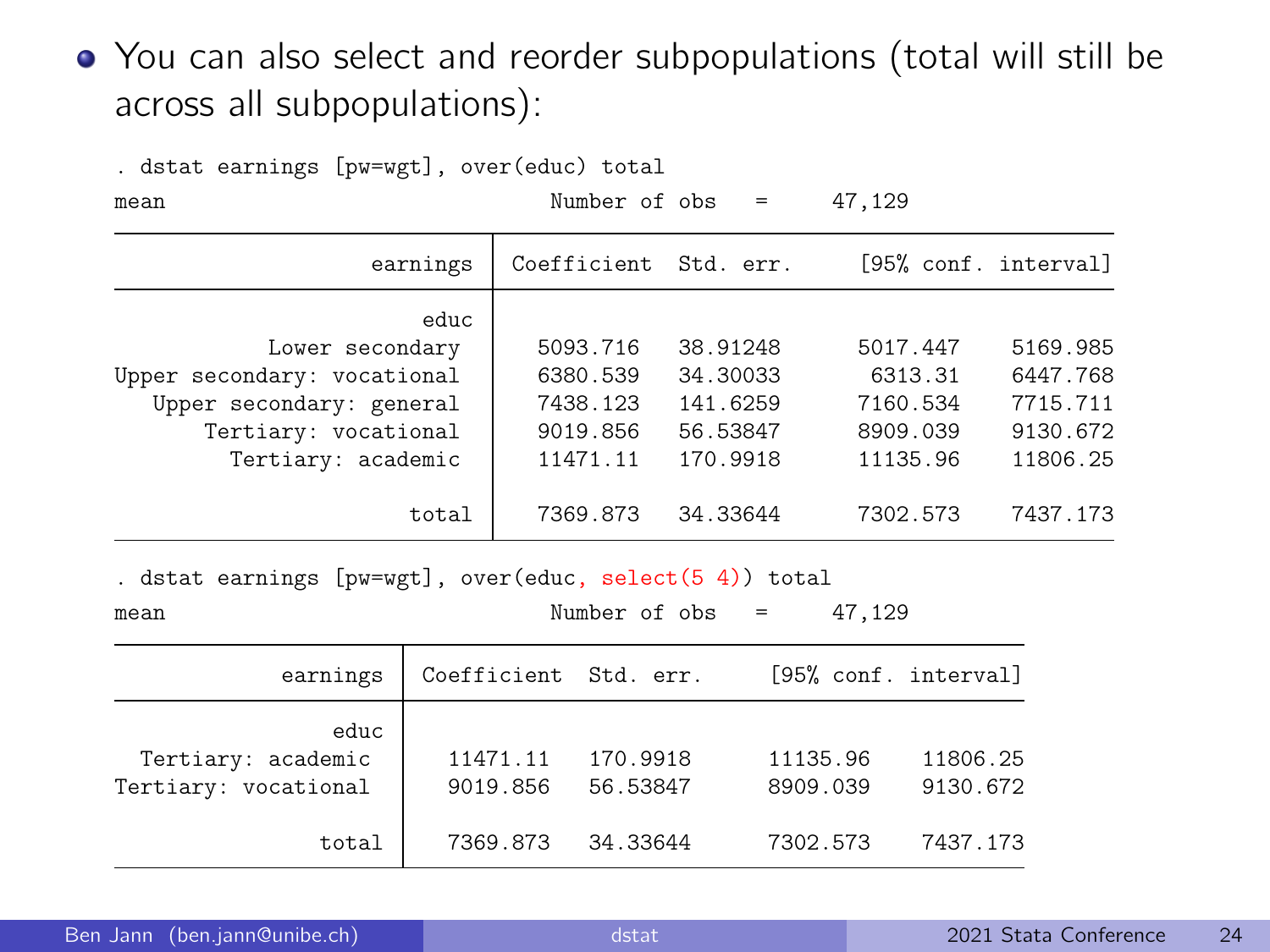- You can also select and reorder subpopulations (total will still be across all subpopulations):

```
. dstat earnings [pw=wgt], over(educ) total
mean                                Number of obs    =     47,129

--------------------------------------------------------------------------------
                  earnings | Coefficient  Std. err.     [95% conf. interval]
---------------------------+----------------------------------------------------
                      educ |
           Lower secondary |   5093.716   38.91248      5017.447    5169.985
Upper secondary: vocational |   6380.539   34.30033       6313.31    6447.768
   Upper secondary: general |   7438.123   141.6259      7160.534    7715.711
       Tertiary: vocational |   9019.856   56.53847      8909.039    9130.672
         Tertiary: academic |   11471.11   170.9918      11135.96    11806.25
                           |
                     total |   7369.873   34.33644      7302.573    7437.173
--------------------------------------------------------------------------------

. dstat earnings [pw=wgt], over(educ, select(5 4)) total
mean                                Number of obs    =     47,129

-------------------------------------------------------------------------
           earnings | Coefficient  Std. err.     [95% conf. interval]
--------------------+----------------------------------------------------
               educ |
  Tertiary: academic |   11471.11   170.9918      11135.96    11806.25
Tertiary: vocational |   9019.856   56.53847      8909.039    9130.672
                    |
               total |   7369.873   34.33644      7302.573    7437.173
-------------------------------------------------------------------------
```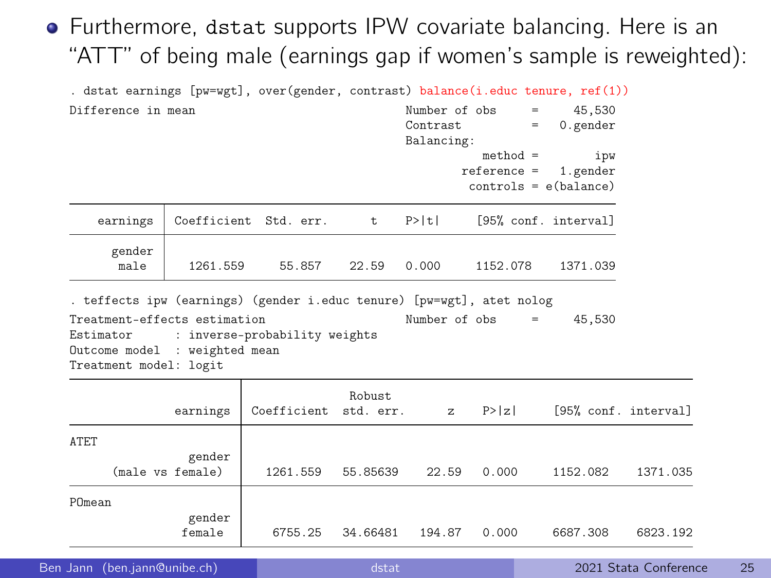- Furthermore, dstat supports IPW covariate balancing. Here is an "ATT" of being male (earnings gap if women's sample is reweighted):

```
. dstat earnings [pw=wgt], over(gender, contrast) balance(i.educ tenure, ref(1))

Difference in mean                          Number of obs     =     45,530
                                            Contrast          =   0.gender
                                            Balancing:
                                                       method =        ipw
                                                    reference =   1.gender
                                                     controls = e(balance)

    earnings   Coefficient  Std. err.      t    P>|t|     [95% conf. interval]

      gender
        male     1261.559     55.857    22.59   0.000     1152.078    1371.039

. teffects ipw (earnings) (gender i.educ tenure) [pw=wgt], atet nolog

Treatment-effects estimation                Number of obs     =     45,530
Estimator      : inverse-probability weights
Outcome model  : weighted mean
Treatment model: logit

                                        Robust
               earnings   Coefficient  std. err.      z    P>|z|     [95% conf. interval]

ATET
                 gender
       (male vs female)     1261.559   55.85639    22.59   0.000     1152.082    1371.035

POmean
                 gender
                 female      6755.25   34.66481   194.87   0.000     6687.308    6823.192
```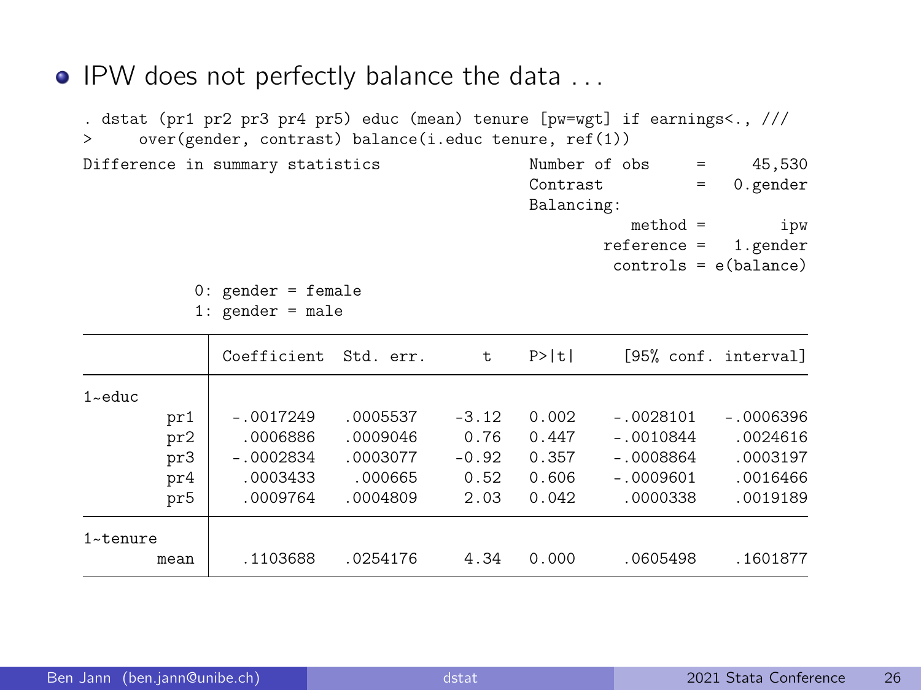- IPW does not perfectly balance the data ...

```
. dstat (pr1 pr2 pr3 pr4 pr5) educ (mean) tenure [pw=wgt] if earnings<., ///
>     over(gender, contrast) balance(i.educ tenure, ref(1))

Difference in summary statistics                Number of obs     =     45,530
                                                Contrast          =   0.gender
                                                Balancing:
                                                           method =        ipw
                                                        reference =   1.gender
                                                         controls = e(balance)

          0: gender = female
          1: gender = male

------------------------------------------------------------------------------
             | Coefficient  Std. err.      t    P>|t|     [95% conf. interval]
-------------+----------------------------------------------------------------
1~educ       |
         pr1 |  -.0017249   .0005537    -3.12   0.002    -.0028101   -.0006396
         pr2 |   .0006886   .0009046     0.76   0.447    -.0010844    .0024616
         pr3 |  -.0002834   .0003077    -0.92   0.357    -.0008864    .0003197
         pr4 |   .0003433    .000665     0.52   0.606    -.0009601    .0016466
         pr5 |   .0009764   .0004809     2.03   0.042     .0000338    .0019189
-------------+----------------------------------------------------------------
1~tenure     |
        mean |   .1103688   .0254176     4.34   0.000     .0605498    .1601877
------------------------------------------------------------------------------
```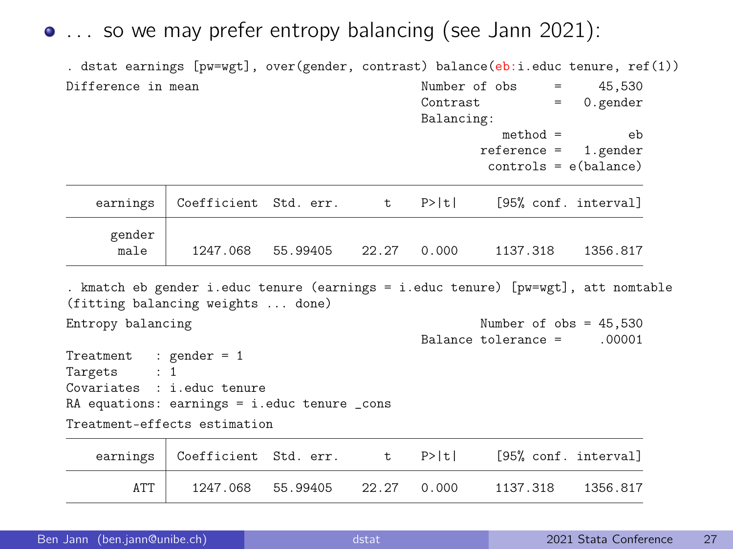- ... so we may prefer entropy balancing (see Jann 2021):

```
. dstat earnings [pw=wgt], over(gender, contrast) balance(eb:i.educ tenure, ref(1))
Difference in mean                                  Number of obs     =     45,530
                                                    Contrast          =   0.gender
                                                    Balancing:
                                                              method =         eb
                                                           reference =   1.gender
                                                            controls = e(balance)

------------------------------------------------------------------------------
    earnings | Coefficient  Std. err.      t    P>|t|     [95% conf. interval]
-------------+----------------------------------------------------------------
      gender |
        male |   1247.068   55.99405    22.27   0.000     1137.318    1356.817
------------------------------------------------------------------------------

. kmatch eb gender i.educ tenure (earnings = i.educ tenure) [pw=wgt], att nomtable
(fitting balancing weights ... done)
Entropy balancing                                         Number of obs = 45,530
                                                    Balance tolerance =     .00001
Treatment   : gender = 1
Targets     : 1
Covariates  : i.educ tenure
RA equations: earnings = i.educ tenure _cons
Treatment-effects estimation

------------------------------------------------------------------------------
    earnings | Coefficient  Std. err.      t    P>|t|     [95% conf. interval]
-------------+----------------------------------------------------------------
         ATT |   1247.068   55.99405    22.27   0.000     1137.318    1356.817
------------------------------------------------------------------------------
```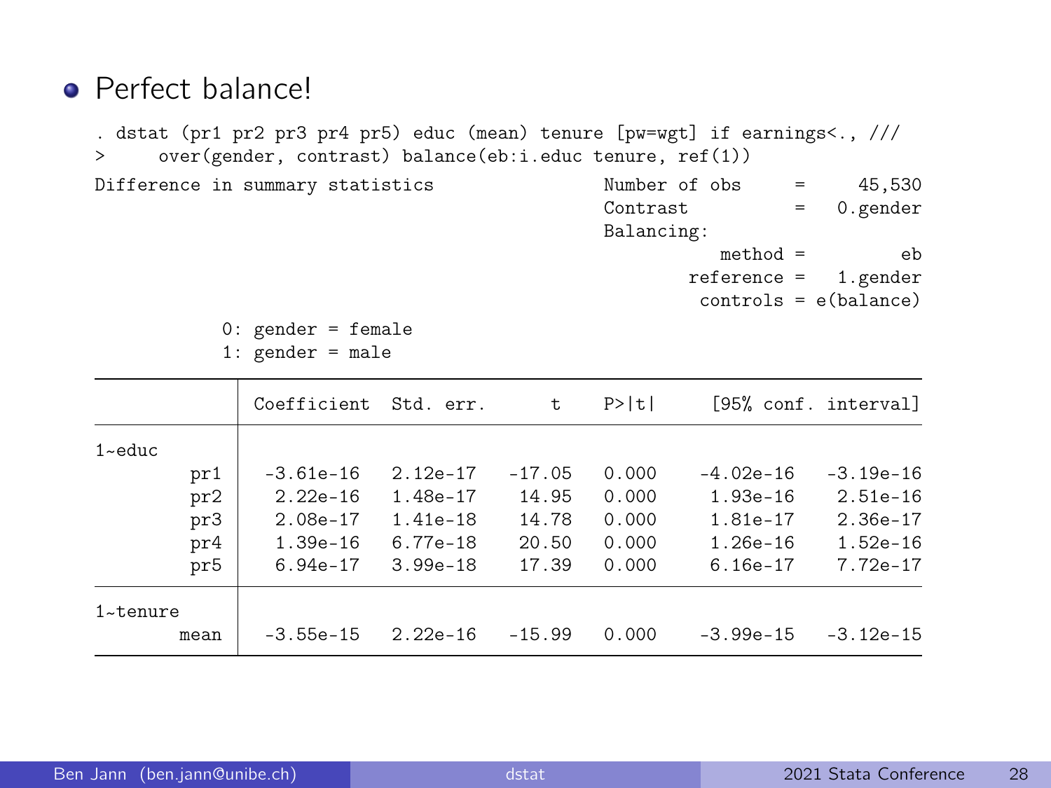- Perfect balance!

```
. dstat (pr1 pr2 pr3 pr4 pr5) educ (mean) tenure [pw=wgt] if earnings<., ///
>     over(gender, contrast) balance(eb:i.educ tenure, ref(1))

Difference in summary statistics              Number of obs     =     45,530
                                              Contrast          =   0.gender
                                              Balancing:
                                                         method =         eb
                                                      reference =   1.gender
                                                       controls = e(balance)

         0: gender = female
         1: gender = male

--------------------------------------------------------------------------------
             |  Coefficient  Std. err.      t    P>|t|     [95% conf. interval]
-------------+------------------------------------------------------------------
1~educ       |
         pr1 |   -3.61e-16   2.12e-17   -17.05   0.000    -4.02e-16   -3.19e-16
         pr2 |    2.22e-16   1.48e-17    14.95   0.000     1.93e-16    2.51e-16
         pr3 |    2.08e-17   1.41e-18    14.78   0.000     1.81e-17    2.36e-17
         pr4 |    1.39e-16   6.77e-18    20.50   0.000     1.26e-16    1.52e-16
         pr5 |    6.94e-17   3.99e-18    17.39   0.000     6.16e-17    7.72e-17
-------------+------------------------------------------------------------------
1~tenure     |
        mean |   -3.55e-15   2.22e-16   -15.99   0.000    -3.99e-15   -3.12e-15
--------------------------------------------------------------------------------
```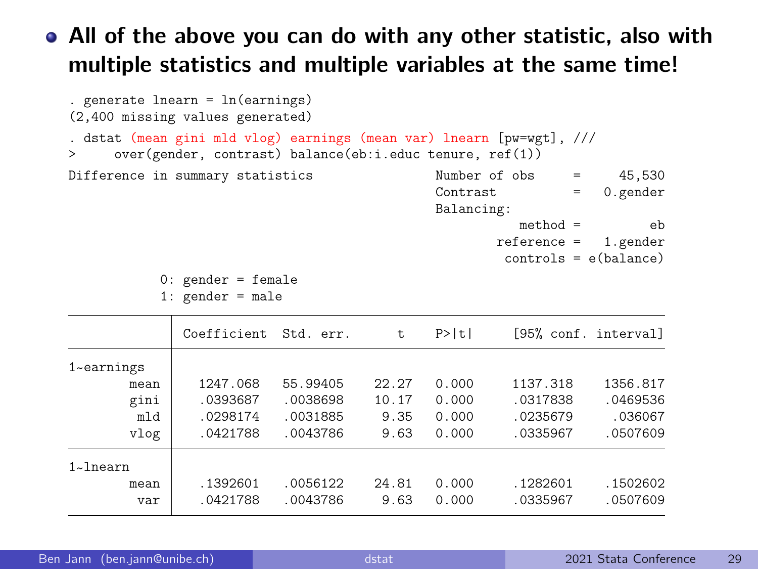- **All of the above you can do with any other statistic, also with multiple statistics and multiple variables at the same time!**

```
. generate lnearn = ln(earnings)
(2,400 missing values generated)

. dstat (mean gini mld vlog) earnings (mean var) lnearn [pw=wgt], ///
>     over(gender, contrast) balance(eb:i.educ tenure, ref(1))

Difference in summary statistics                 Number of obs     =     45,530
                                                 Contrast          =   0.gender
                                                 Balancing:
                                                            method =         eb
                                                         reference =   1.gender
                                                          controls = e(balance)

           0: gender = female
           1: gender = male

------------------------------------------------------------------------------
             |  Coefficient  Std. err.      t    P>|t|     [95% conf. interval]
-------------+----------------------------------------------------------------
1~earnings   |
        mean |   1247.068   55.99405    22.27   0.000     1137.318    1356.817
        gini |   .0393687   .0038698    10.17   0.000     .0317838    .0469536
         mld |   .0298174   .0031885     9.35   0.000     .0235679     .036067
        vlog |   .0421788   .0043786     9.63   0.000     .0335967    .0507609
-------------+----------------------------------------------------------------
1~lnearn     |
        mean |   .1392601   .0056122    24.81   0.000     .1282601    .1502602
         var |   .0421788   .0043786     9.63   0.000     .0335967    .0507609
------------------------------------------------------------------------------
```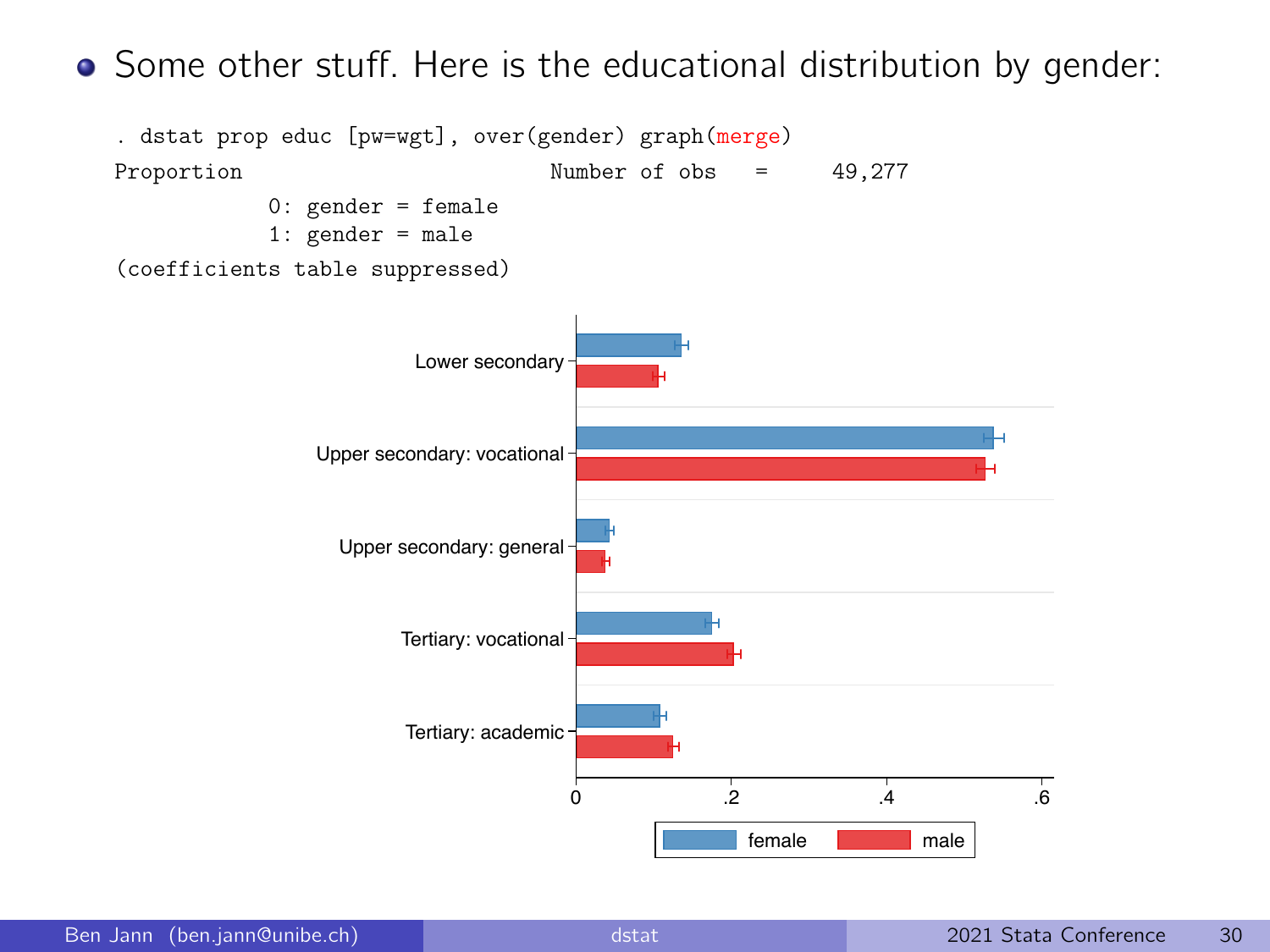- Some other stuff. Here is the educational distribution by gender:

```
. dstat prop educ [pw=wgt], over(gender) graph(merge)
Proportion                          Number of obs    =     49,277
            0: gender = female
            1: gender = male
(coefficients table suppressed)
```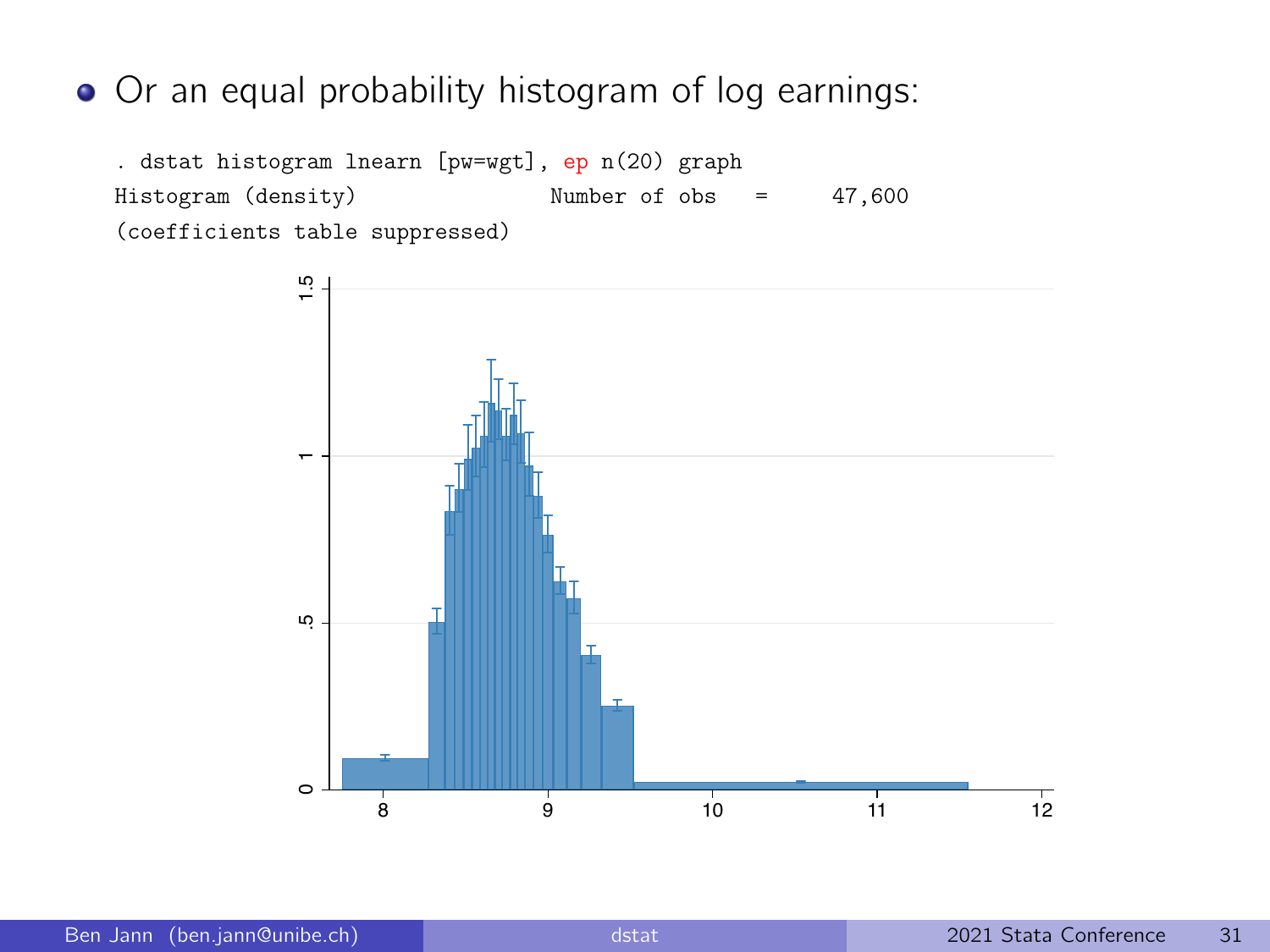- Or an equal probability histogram of log earnings:

```
. dstat histogram lnearn [pw=wgt], ep n(20) graph
Histogram (density)                Number of obs   =     47,600
(coefficients table suppressed)
```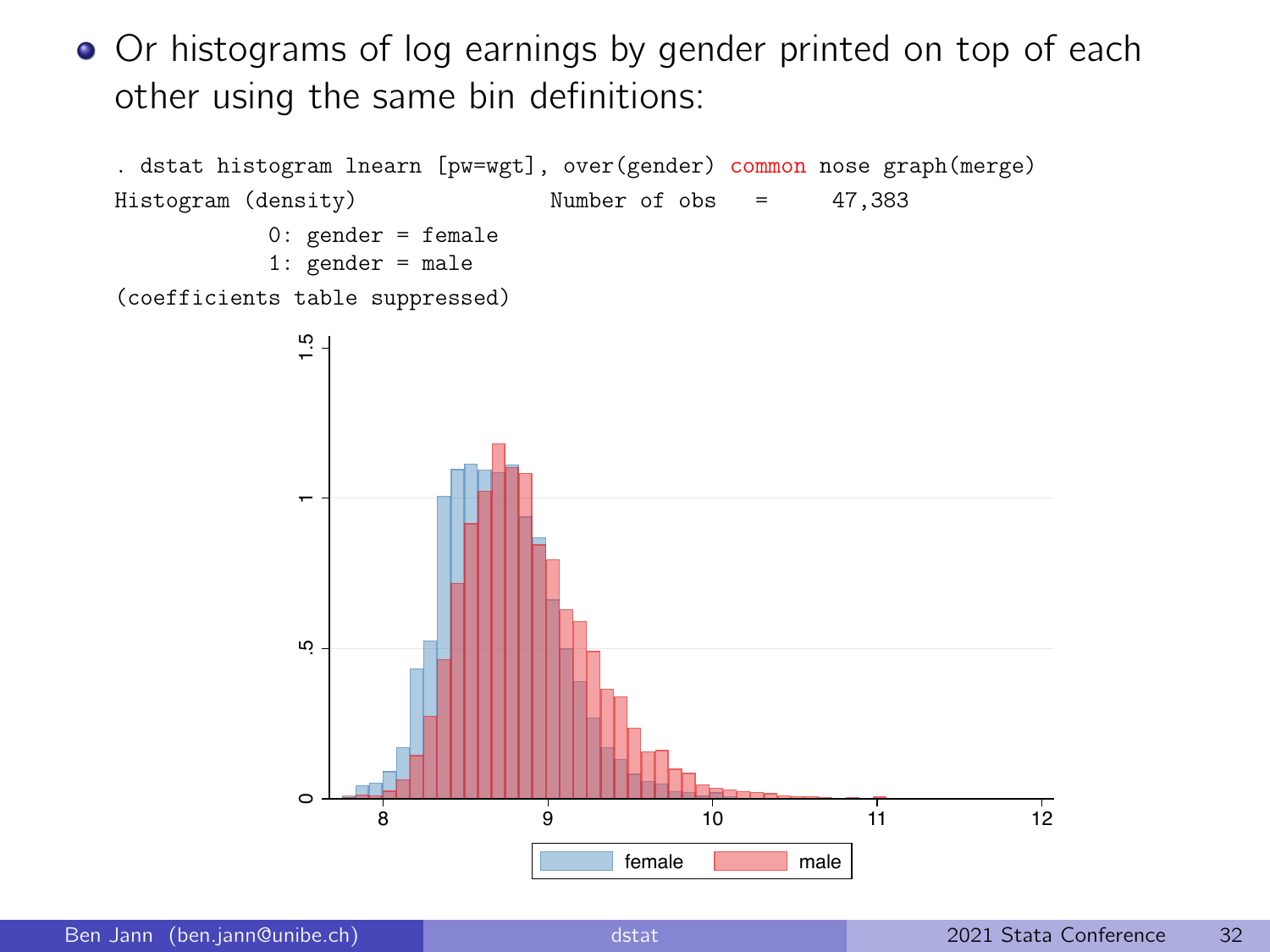- Or histograms of log earnings by gender printed on top of each other using the same bin definitions:

```
. dstat histogram lnearn [pw=wgt], over(gender) common nose graph(merge)
Histogram (density)                 Number of obs   =     47,383
            0: gender = female
            1: gender = male
(coefficients table suppressed)
```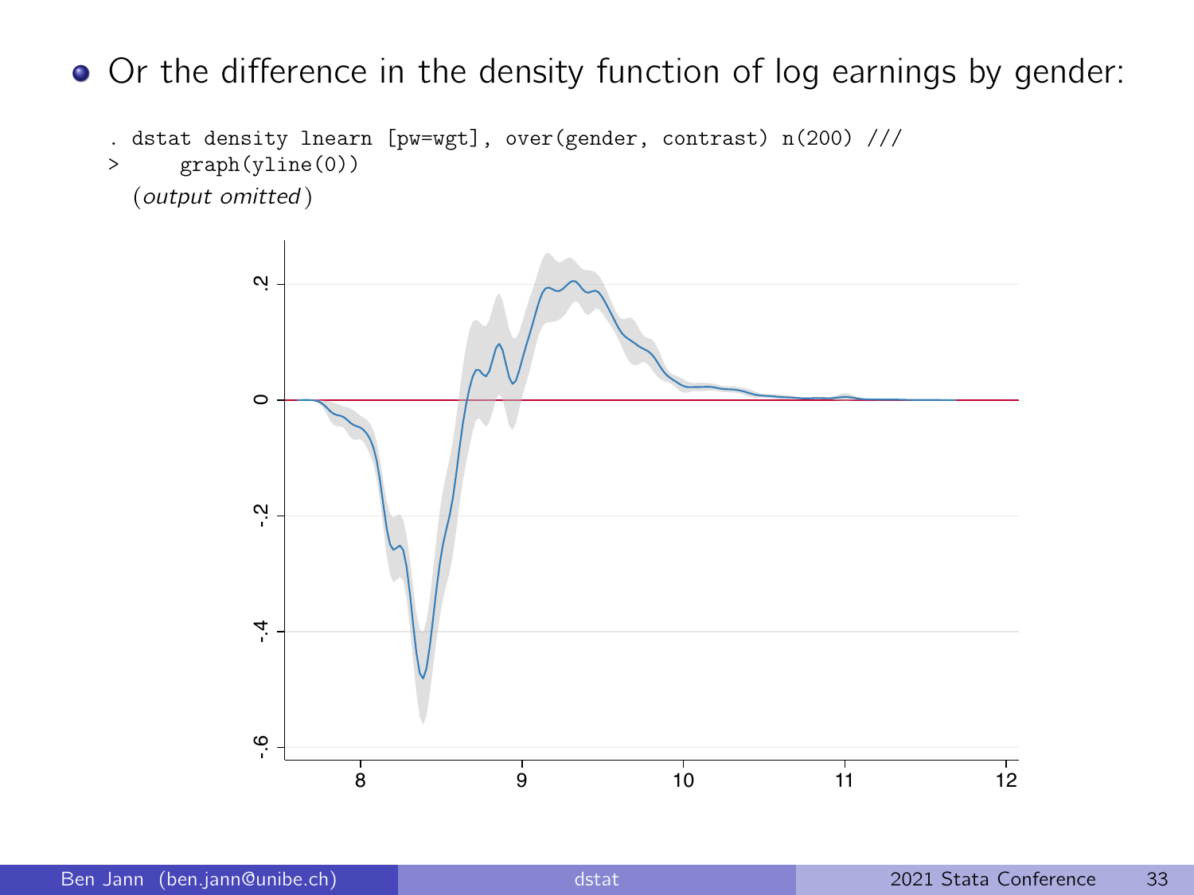- Or the difference in the density function of log earnings by gender:

```
. dstat density lnearn [pw=wgt], over(gender, contrast) n(200) ///
>     graph(yline(0))
  (output omitted)
```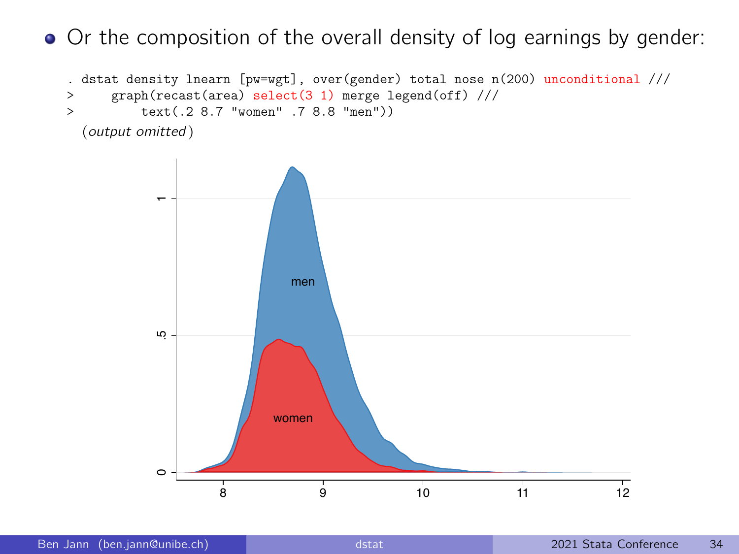- Or the composition of the overall density of log earnings by gender:

```
. dstat density lnearn [pw=wgt], over(gender) total nose n(200) unconditional ///
>     graph(recast(area) select(3 1) merge legend(off) ///
>         text(.2 8.7 "women" .7 8.8 "men"))
```

*(output omitted)*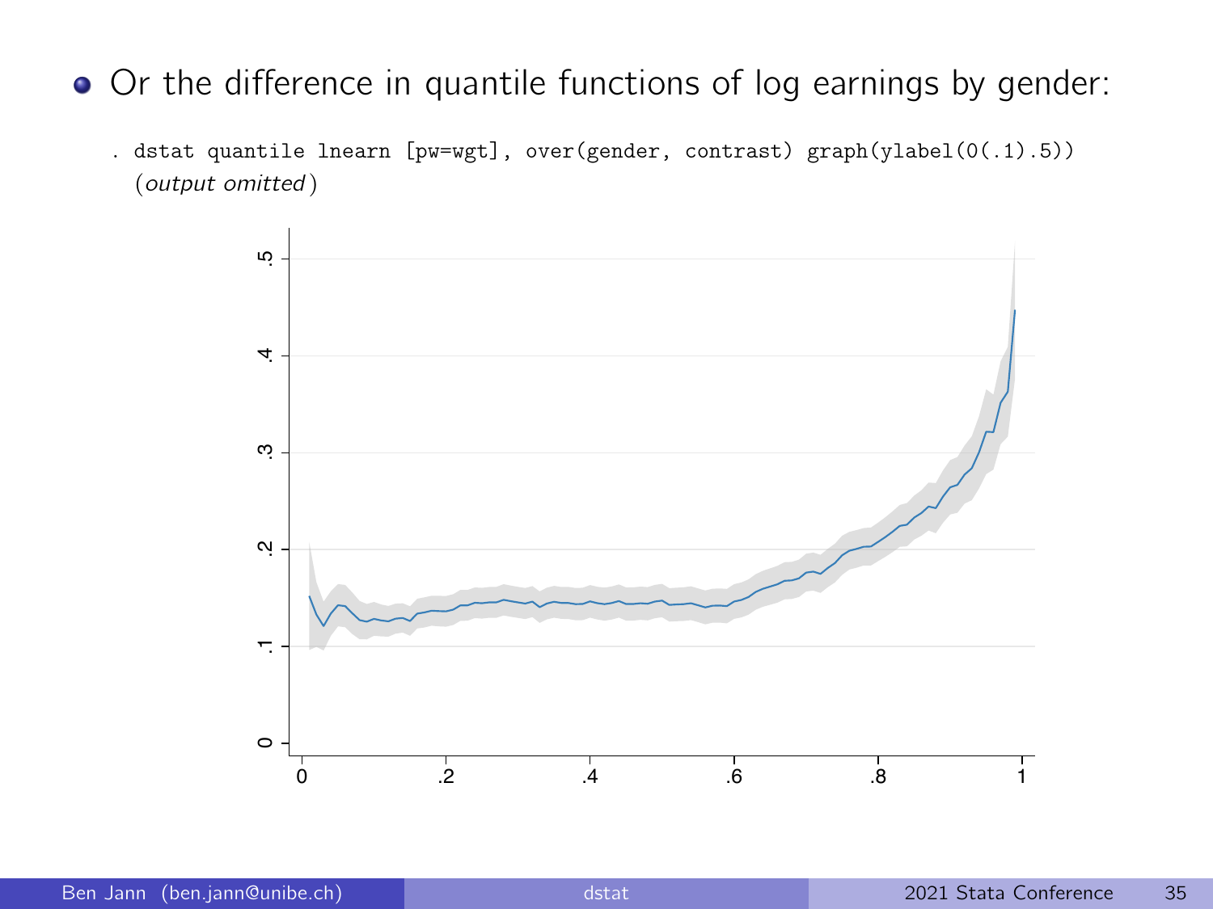- Or the difference in quantile functions of log earnings by gender:

```
. dstat quantile lnearn [pw=wgt], over(gender, contrast) graph(ylabel(0(.1).5))
  (output omitted)
```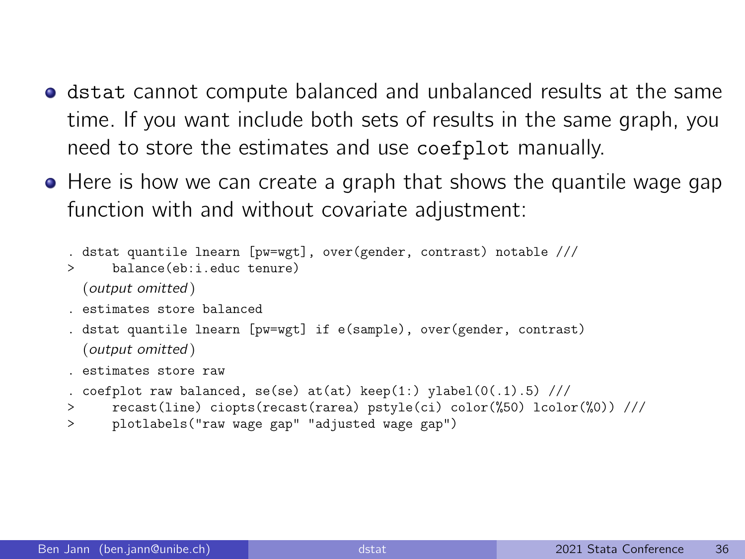- `dstat` cannot compute balanced and unbalanced results at the same time. If you want include both sets of results in the same graph, you need to store the estimates and use `coefplot` manually.
- Here is how we can create a graph that shows the quantile wage gap function with and without covariate adjustment:

```
. dstat quantile lnearn [pw=wgt], over(gender, contrast) notable ///
>     balance(eb:i.educ tenure)
  (output omitted)
. estimates store balanced
. dstat quantile lnearn [pw=wgt] if e(sample), over(gender, contrast)
  (output omitted)
. estimates store raw
. coefplot raw balanced, se(se) at(at) keep(1:) ylabel(0(.1).5) ///
>     recast(line) ciopts(recast(rarea) pstyle(ci) color(%50) lcolor(%0)) ///
>     plotlabels("raw wage gap" "adjusted wage gap")
```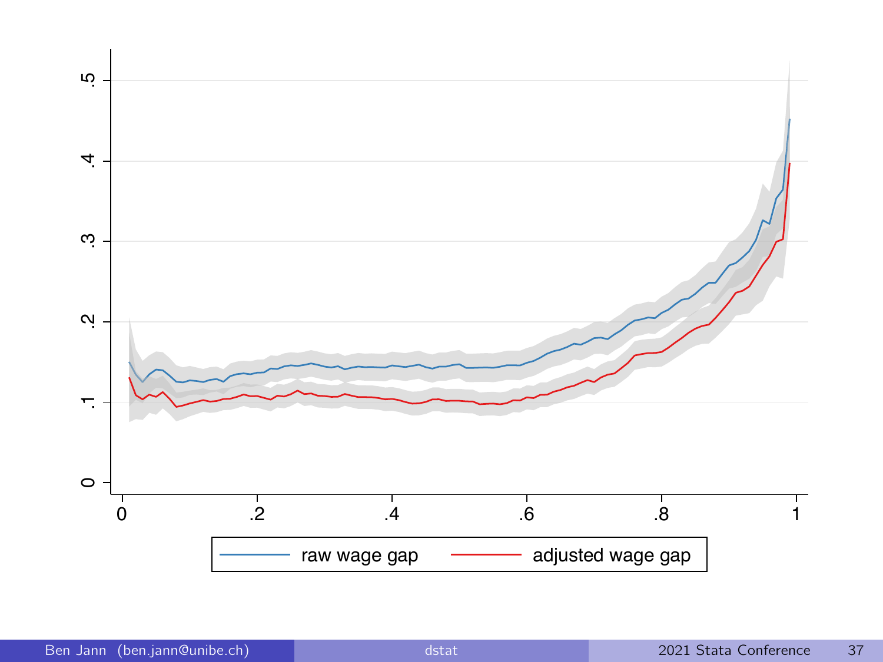raw wage gap

adjusted wage gap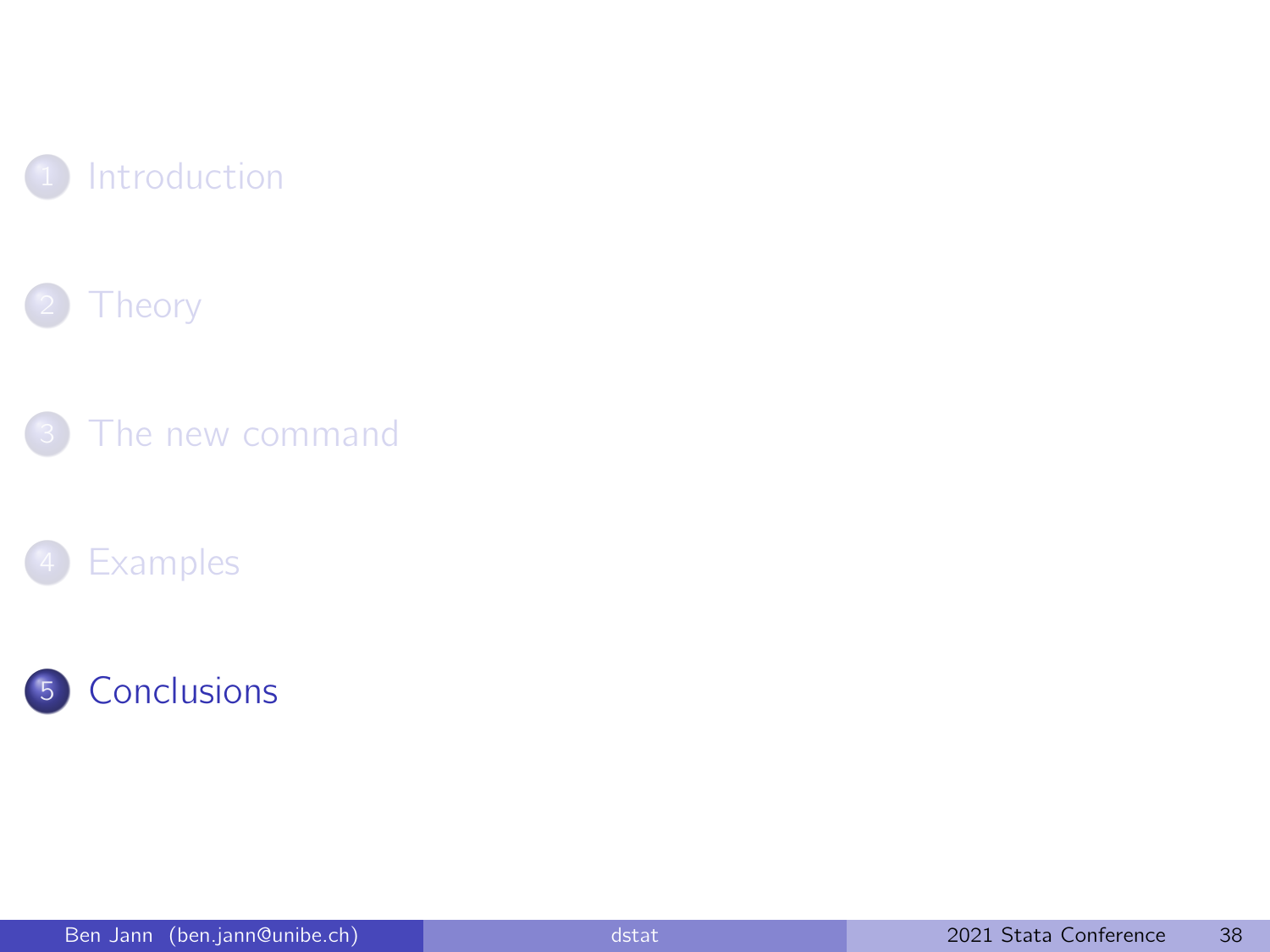1. Introduction
2. Theory
3. The new command
4. Examples
5. Conclusions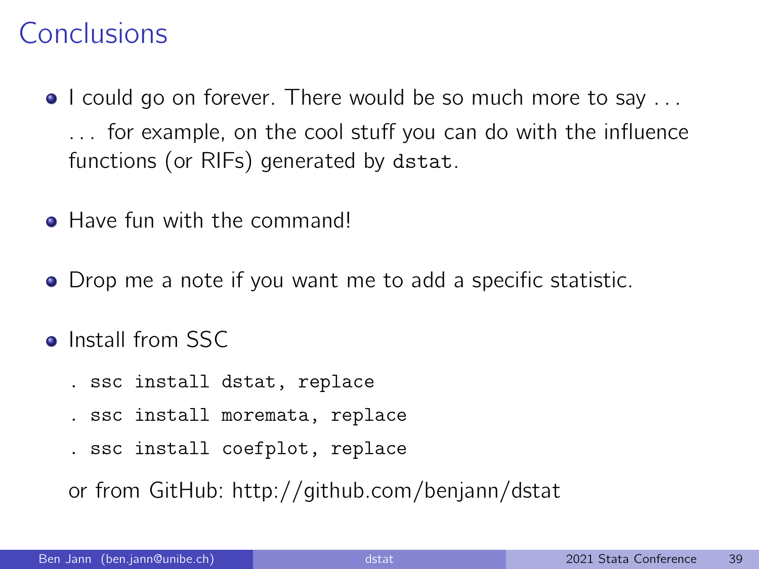# Conclusions

- I could go on forever. There would be so much more to say ...

  ... for example, on the cool stuff you can do with the influence functions (or RIFs) generated by `dstat`.

- Have fun with the command!

- Drop me a note if you want me to add a specific statistic.

- Install from SSC

  ```
  . ssc install dstat, replace
  . ssc install moremata, replace
  . ssc install coefplot, replace
  ```

  or from GitHub: http://github.com/benjann/dstat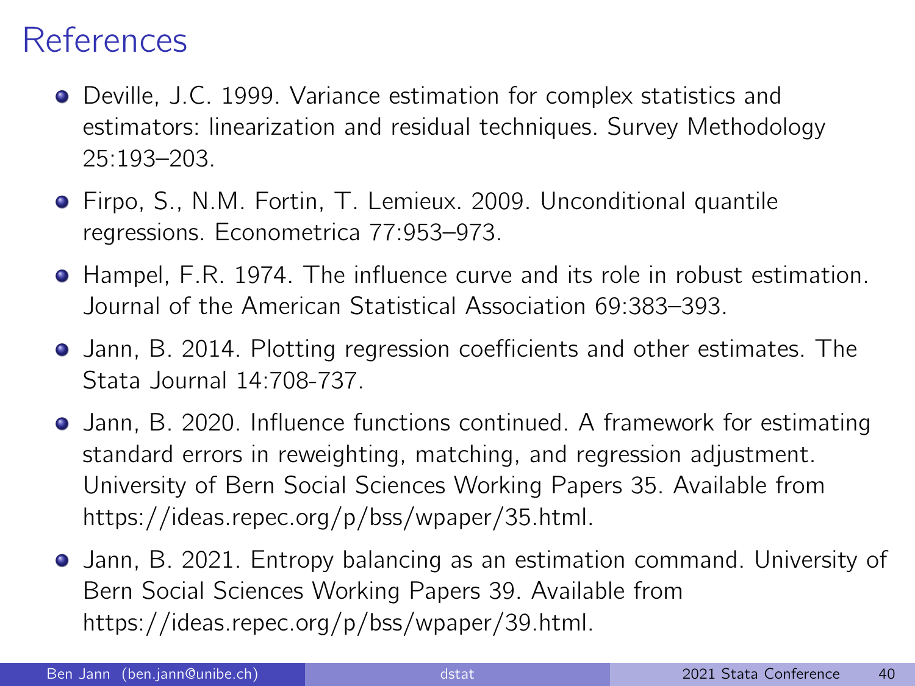# References

- Deville, J.C. 1999. Variance estimation for complex statistics and estimators: linearization and residual techniques. Survey Methodology 25:193–203.
- Firpo, S., N.M. Fortin, T. Lemieux. 2009. Unconditional quantile regressions. Econometrica 77:953–973.
- Hampel, F.R. 1974. The influence curve and its role in robust estimation. Journal of the American Statistical Association 69:383–393.
- Jann, B. 2014. Plotting regression coefficients and other estimates. The Stata Journal 14:708-737.
- Jann, B. 2020. Influence functions continued. A framework for estimating standard errors in reweighting, matching, and regression adjustment. University of Bern Social Sciences Working Papers 35. Available from https://ideas.repec.org/p/bss/wpaper/35.html.
- Jann, B. 2021. Entropy balancing as an estimation command. University of Bern Social Sciences Working Papers 39. Available from https://ideas.repec.org/p/bss/wpaper/39.html.